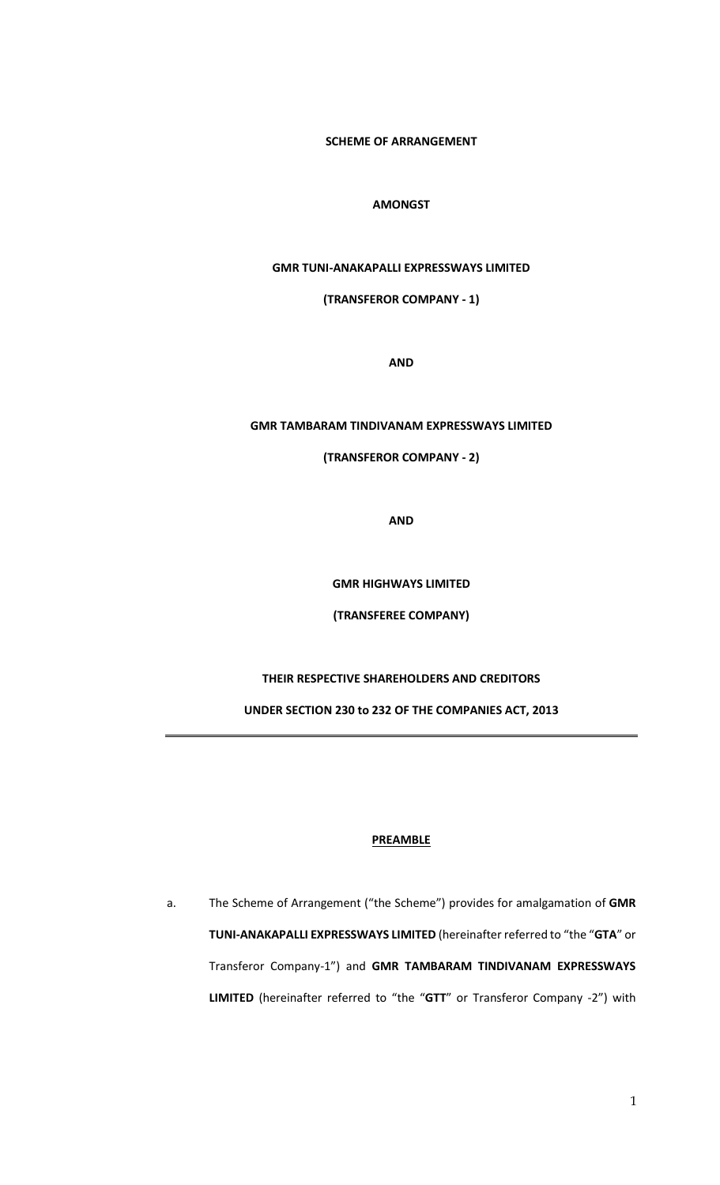**SCHEME OF ARRANGEMENT**

**AMONGST**

**GMR TUNI-ANAKAPALLI EXPRESSWAYS LIMITED**

**(TRANSFEROR COMPANY - 1)**

**AND**

**GMR TAMBARAM TINDIVANAM EXPRESSWAYS LIMITED**

**(TRANSFEROR COMPANY - 2)**

**AND**

**GMR HIGHWAYS LIMITED**

**(TRANSFEREE COMPANY)**

**THEIR RESPECTIVE SHAREHOLDERS AND CREDITORS**

**UNDER SECTION 230 to 232 OF THE COMPANIES ACT, 2013**

---

## PREAMBLE

a. The Scheme of Arrangement ("the Scheme") provides for amalgamation of **GMR TUNI-ANAKAPALLI EXPRESSWAYS LIMITED** (hereinafter referred to "the "**GTA**" or Transferor Company-1") and **GMR TAMBARAM TINDIVANAM EXPRESSWAYS LIMITED** (hereinafter referred to "the "**GTT**" or Transferor Company -2") with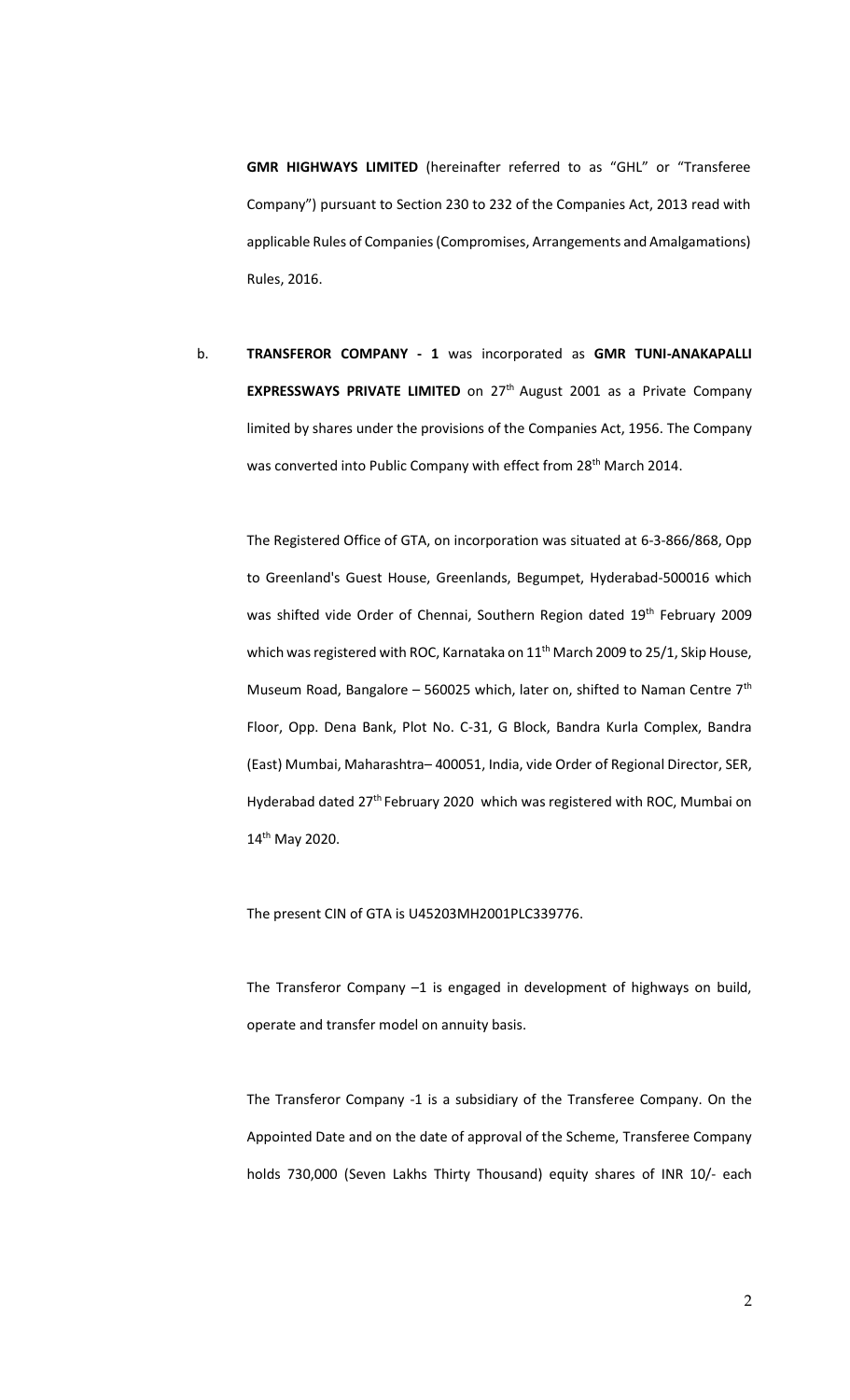**GMR HIGHWAYS LIMITED** (hereinafter referred to as "GHL" or "Transferee Company") pursuant to Section 230 to 232 of the Companies Act, 2013 read with applicable Rules of Companies (Compromises, Arrangements and Amalgamations) Rules, 2016.

b. **TRANSFEROR COMPANY - 1** was incorporated as **GMR TUNI-ANAKAPALLI EXPRESSWAYS PRIVATE LIMITED** on 27th August 2001 as a Private Company limited by shares under the provisions of the Companies Act, 1956. The Company was converted into Public Company with effect from 28th March 2014.

The Registered Office of GTA, on incorporation was situated at 6-3-866/868, Opp to Greenland's Guest House, Greenlands, Begumpet, Hyderabad-500016 which was shifted vide Order of Chennai, Southern Region dated 19th February 2009 which was registered with ROC, Karnataka on 11th March 2009 to 25/1, Skip House, Museum Road, Bangalore – 560025 which, later on, shifted to Naman Centre 7th Floor, Opp. Dena Bank, Plot No. C-31, G Block, Bandra Kurla Complex, Bandra (East) Mumbai, Maharashtra– 400051, India, vide Order of Regional Director, SER, Hyderabad dated 27th February 2020 which was registered with ROC, Mumbai on 14th May 2020.

The present CIN of GTA is U45203MH2001PLC339776.

The Transferor Company –1 is engaged in development of highways on build, operate and transfer model on annuity basis.

The Transferor Company -1 is a subsidiary of the Transferee Company. On the Appointed Date and on the date of approval of the Scheme, Transferee Company holds 730,000 (Seven Lakhs Thirty Thousand) equity shares of INR 10/- each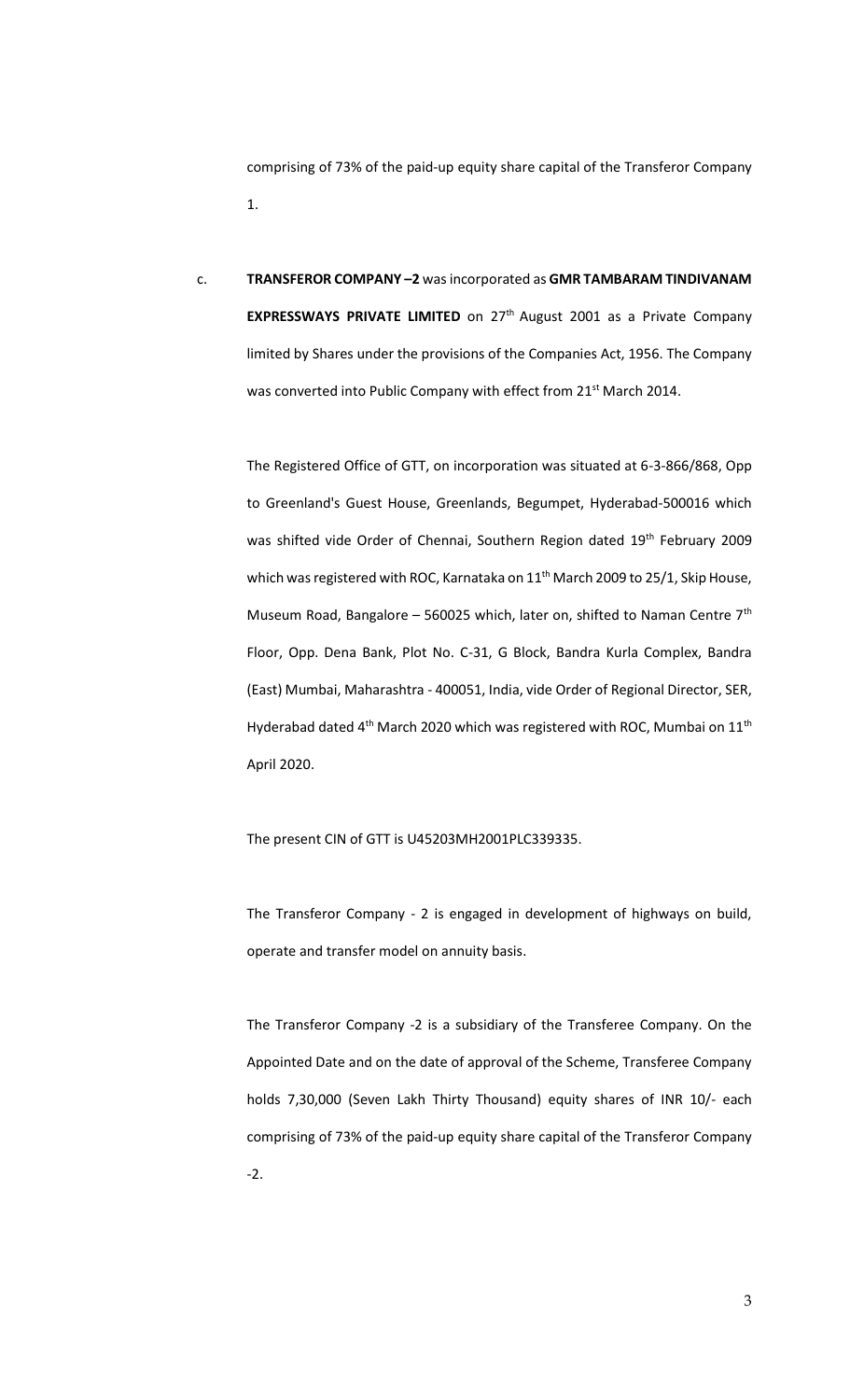comprising of 73% of the paid-up equity share capital of the Transferor Company 1.

c. **TRANSFEROR COMPANY –2** was incorporated as **GMR TAMBARAM TINDIVANAM EXPRESSWAYS PRIVATE LIMITED** on 27th August 2001 as a Private Company limited by Shares under the provisions of the Companies Act, 1956. The Company was converted into Public Company with effect from 21st March 2014.

The Registered Office of GTT, on incorporation was situated at 6-3-866/868, Opp to Greenland's Guest House, Greenlands, Begumpet, Hyderabad-500016 which was shifted vide Order of Chennai, Southern Region dated 19th February 2009 which was registered with ROC, Karnataka on 11th March 2009 to 25/1, Skip House, Museum Road, Bangalore – 560025 which, later on, shifted to Naman Centre 7th Floor, Opp. Dena Bank, Plot No. C-31, G Block, Bandra Kurla Complex, Bandra (East) Mumbai, Maharashtra - 400051, India, vide Order of Regional Director, SER, Hyderabad dated 4th March 2020 which was registered with ROC, Mumbai on 11th April 2020.

The present CIN of GTT is U45203MH2001PLC339335.

The Transferor Company - 2 is engaged in development of highways on build, operate and transfer model on annuity basis.

The Transferor Company -2 is a subsidiary of the Transferee Company. On the Appointed Date and on the date of approval of the Scheme, Transferee Company holds 7,30,000 (Seven Lakh Thirty Thousand) equity shares of INR 10/- each comprising of 73% of the paid-up equity share capital of the Transferor Company -2.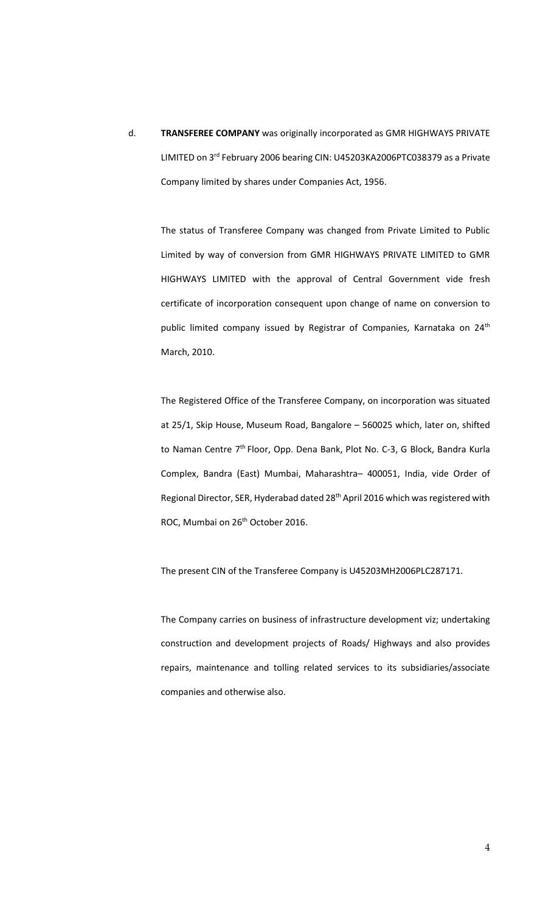d. **TRANSFEREE COMPANY** was originally incorporated as GMR HIGHWAYS PRIVATE LIMITED on 3rd February 2006 bearing CIN: U45203KA2006PTC038379 as a Private Company limited by shares under Companies Act, 1956.

The status of Transferee Company was changed from Private Limited to Public Limited by way of conversion from GMR HIGHWAYS PRIVATE LIMITED to GMR HIGHWAYS LIMITED with the approval of Central Government vide fresh certificate of incorporation consequent upon change of name on conversion to public limited company issued by Registrar of Companies, Karnataka on 24th March, 2010.

The Registered Office of the Transferee Company, on incorporation was situated at 25/1, Skip House, Museum Road, Bangalore – 560025 which, later on, shifted to Naman Centre 7th Floor, Opp. Dena Bank, Plot No. C-3, G Block, Bandra Kurla Complex, Bandra (East) Mumbai, Maharashtra– 400051, India, vide Order of Regional Director, SER, Hyderabad dated 28th April 2016 which was registered with ROC, Mumbai on 26th October 2016.

The present CIN of the Transferee Company is U45203MH2006PLC287171.

The Company carries on business of infrastructure development viz; undertaking construction and development projects of Roads/ Highways and also provides repairs, maintenance and tolling related services to its subsidiaries/associate companies and otherwise also.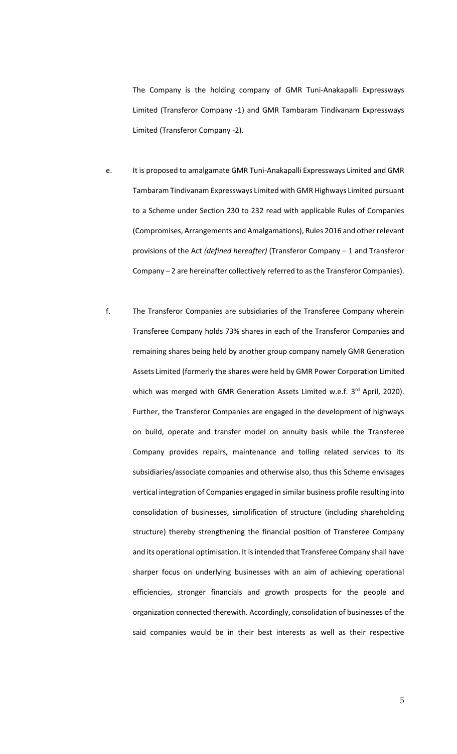The Company is the holding company of GMR Tuni-Anakapalli Expressways Limited (Transferor Company -1) and GMR Tambaram Tindivanam Expressways Limited (Transferor Company -2).

e. It is proposed to amalgamate GMR Tuni-Anakapalli Expressways Limited and GMR Tambaram Tindivanam Expressways Limited with GMR Highways Limited pursuant to a Scheme under Section 230 to 232 read with applicable Rules of Companies (Compromises, Arrangements and Amalgamations), Rules 2016 and other relevant provisions of the Act *(defined hereafter)* (Transferor Company – 1 and Transferor Company – 2 are hereinafter collectively referred to as the Transferor Companies).

f. The Transferor Companies are subsidiaries of the Transferee Company wherein Transferee Company holds 73% shares in each of the Transferor Companies and remaining shares being held by another group company namely GMR Generation Assets Limited (formerly the shares were held by GMR Power Corporation Limited which was merged with GMR Generation Assets Limited w.e.f. 3rd April, 2020). Further, the Transferor Companies are engaged in the development of highways on build, operate and transfer model on annuity basis while the Transferee Company provides repairs, maintenance and tolling related services to its subsidiaries/associate companies and otherwise also, thus this Scheme envisages vertical integration of Companies engaged in similar business profile resulting into consolidation of businesses, simplification of structure (including shareholding structure) thereby strengthening the financial position of Transferee Company and its operational optimisation. It is intended that Transferee Company shall have sharper focus on underlying businesses with an aim of achieving operational efficiencies, stronger financials and growth prospects for the people and organization connected therewith. Accordingly, consolidation of businesses of the said companies would be in their best interests as well as their respective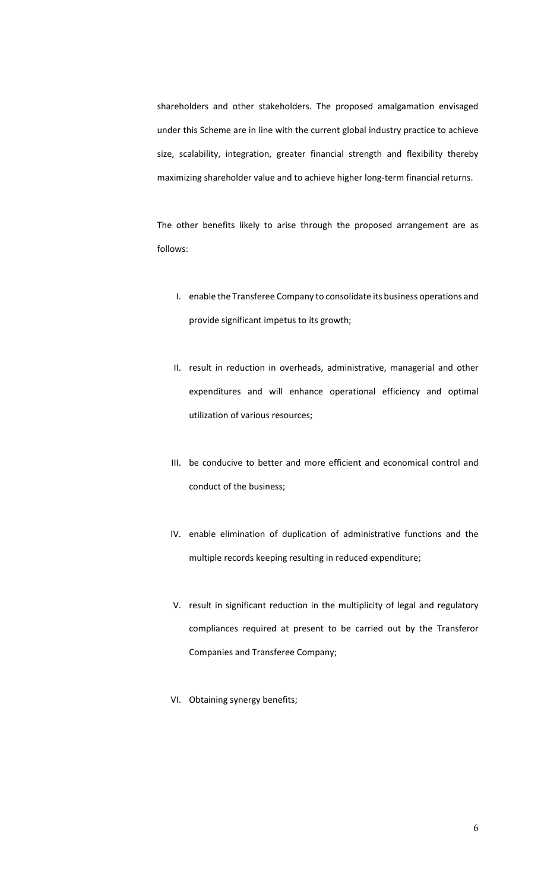shareholders and other stakeholders. The proposed amalgamation envisaged under this Scheme are in line with the current global industry practice to achieve size, scalability, integration, greater financial strength and flexibility thereby maximizing shareholder value and to achieve higher long-term financial returns.

The other benefits likely to arise through the proposed arrangement are as follows:

I. enable the Transferee Company to consolidate its business operations and provide significant impetus to its growth;

II. result in reduction in overheads, administrative, managerial and other expenditures and will enhance operational efficiency and optimal utilization of various resources;

III. be conducive to better and more efficient and economical control and conduct of the business;

IV. enable elimination of duplication of administrative functions and the multiple records keeping resulting in reduced expenditure;

V. result in significant reduction in the multiplicity of legal and regulatory compliances required at present to be carried out by the Transferor Companies and Transferee Company;

VI. Obtaining synergy benefits;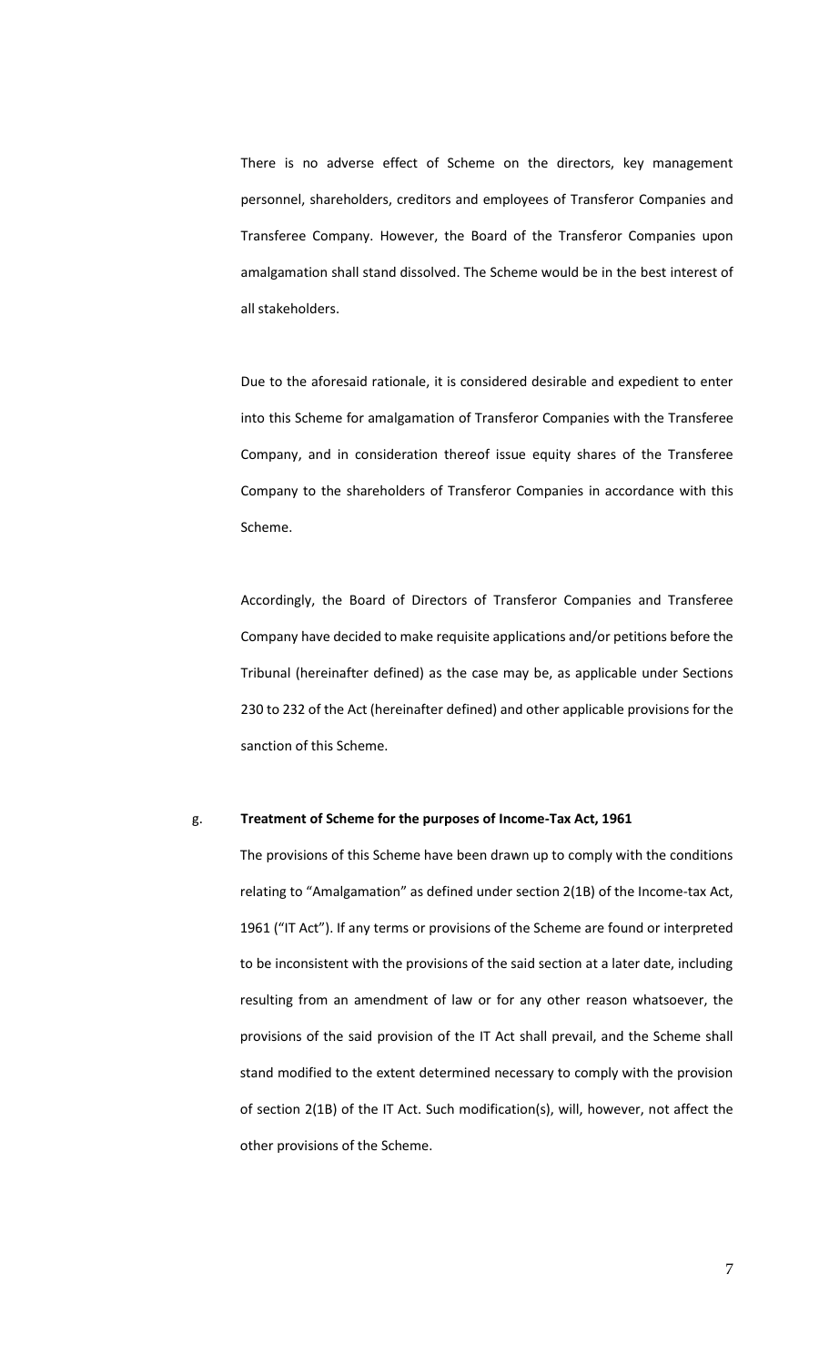There is no adverse effect of Scheme on the directors, key management personnel, shareholders, creditors and employees of Transferor Companies and Transferee Company. However, the Board of the Transferor Companies upon amalgamation shall stand dissolved. The Scheme would be in the best interest of all stakeholders.

Due to the aforesaid rationale, it is considered desirable and expedient to enter into this Scheme for amalgamation of Transferor Companies with the Transferee Company, and in consideration thereof issue equity shares of the Transferee Company to the shareholders of Transferor Companies in accordance with this Scheme.

Accordingly, the Board of Directors of Transferor Companies and Transferee Company have decided to make requisite applications and/or petitions before the Tribunal (hereinafter defined) as the case may be, as applicable under Sections 230 to 232 of the Act (hereinafter defined) and other applicable provisions for the sanction of this Scheme.

g. **Treatment of Scheme for the purposes of Income-Tax Act, 1961**

The provisions of this Scheme have been drawn up to comply with the conditions relating to "Amalgamation" as defined under section 2(1B) of the Income-tax Act, 1961 ("IT Act"). If any terms or provisions of the Scheme are found or interpreted to be inconsistent with the provisions of the said section at a later date, including resulting from an amendment of law or for any other reason whatsoever, the provisions of the said provision of the IT Act shall prevail, and the Scheme shall stand modified to the extent determined necessary to comply with the provision of section 2(1B) of the IT Act. Such modification(s), will, however, not affect the other provisions of the Scheme.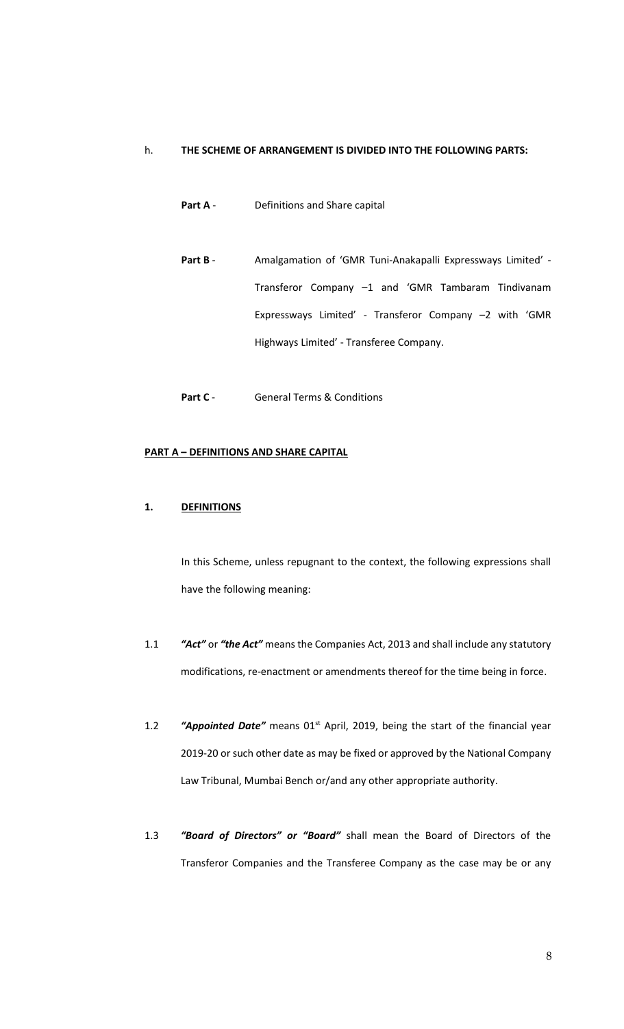h. **THE SCHEME OF ARRANGEMENT IS DIVIDED INTO THE FOLLOWING PARTS:**

**Part A** - Definitions and Share capital

**Part B** - Amalgamation of 'GMR Tuni-Anakapalli Expressways Limited' - Transferor Company –1 and 'GMR Tambaram Tindivanam Expressways Limited' - Transferor Company –2 with 'GMR Highways Limited' - Transferee Company.

**Part C** - General Terms & Conditions

**PART A – DEFINITIONS AND SHARE CAPITAL**

**1. DEFINITIONS**

In this Scheme, unless repugnant to the context, the following expressions shall have the following meaning:

1.1 ***"Act"*** or ***"the Act"*** means the Companies Act, 2013 and shall include any statutory modifications, re-enactment or amendments thereof for the time being in force.

1.2 ***"Appointed Date"*** means 01st April, 2019, being the start of the financial year 2019-20 or such other date as may be fixed or approved by the National Company Law Tribunal, Mumbai Bench or/and any other appropriate authority.

1.3 ***"Board of Directors" or "Board"*** shall mean the Board of Directors of the Transferor Companies and the Transferee Company as the case may be or any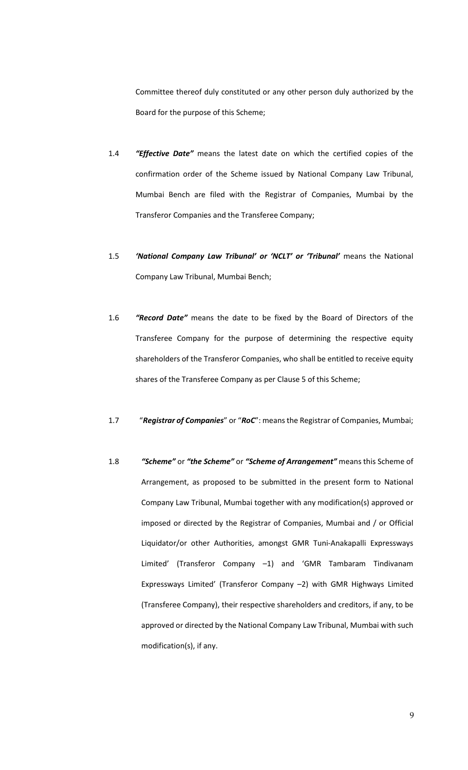Committee thereof duly constituted or any other person duly authorized by the Board for the purpose of this Scheme;

1.4 ***"Effective Date"*** means the latest date on which the certified copies of the confirmation order of the Scheme issued by National Company Law Tribunal, Mumbai Bench are filed with the Registrar of Companies, Mumbai by the Transferor Companies and the Transferee Company;

1.5 ***'National Company Law Tribunal' or 'NCLT' or 'Tribunal'*** means the National Company Law Tribunal, Mumbai Bench;

1.6 ***"Record Date"*** means the date to be fixed by the Board of Directors of the Transferee Company for the purpose of determining the respective equity shareholders of the Transferor Companies, who shall be entitled to receive equity shares of the Transferee Company as per Clause 5 of this Scheme;

1.7 "***Registrar of Companies***" or "***RoC***": means the Registrar of Companies, Mumbai;

1.8 ***"Scheme"*** or ***"the Scheme"*** or ***"Scheme of Arrangement"*** means this Scheme of Arrangement, as proposed to be submitted in the present form to National Company Law Tribunal, Mumbai together with any modification(s) approved or imposed or directed by the Registrar of Companies, Mumbai and / or Official Liquidator/or other Authorities, amongst GMR Tuni-Anakapalli Expressways Limited' (Transferor Company –1) and 'GMR Tambaram Tindivanam Expressways Limited' (Transferor Company –2) with GMR Highways Limited (Transferee Company), their respective shareholders and creditors, if any, to be approved or directed by the National Company Law Tribunal, Mumbai with such modification(s), if any.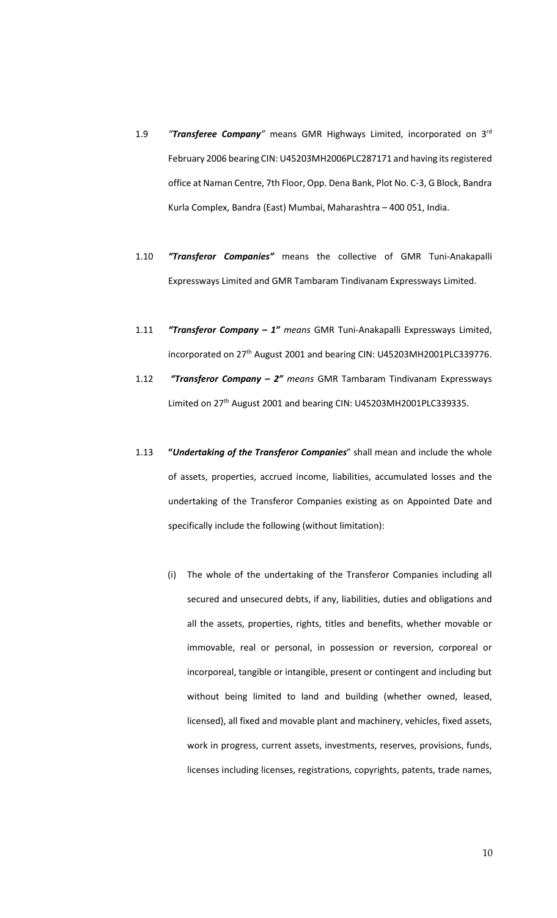1.9 *"**Transferee Company**"* means GMR Highways Limited, incorporated on 3rd February 2006 bearing CIN: U45203MH2006PLC287171 and having its registered office at Naman Centre, 7th Floor, Opp. Dena Bank, Plot No. C-3, G Block, Bandra Kurla Complex, Bandra (East) Mumbai, Maharashtra – 400 051, India.

1.10 ***"Transferor Companies"*** means the collective of GMR Tuni-Anakapalli Expressways Limited and GMR Tambaram Tindivanam Expressways Limited.

1.11 ***"Transferor Company – 1"*** *means* GMR Tuni-Anakapalli Expressways Limited, incorporated on 27th August 2001 and bearing CIN: U45203MH2001PLC339776.

1.12 ***"Transferor Company – 2"*** *means* GMR Tambaram Tindivanam Expressways Limited on 27th August 2001 and bearing CIN: U45203MH2001PLC339335.

1.13 **"*Undertaking of the Transferor Companies*"** shall mean and include the whole of assets, properties, accrued income, liabilities, accumulated losses and the undertaking of the Transferor Companies existing as on Appointed Date and specifically include the following (without limitation):

(i) The whole of the undertaking of the Transferor Companies including all secured and unsecured debts, if any, liabilities, duties and obligations and all the assets, properties, rights, titles and benefits, whether movable or immovable, real or personal, in possession or reversion, corporeal or incorporeal, tangible or intangible, present or contingent and including but without being limited to land and building (whether owned, leased, licensed), all fixed and movable plant and machinery, vehicles, fixed assets, work in progress, current assets, investments, reserves, provisions, funds, licenses including licenses, registrations, copyrights, patents, trade names,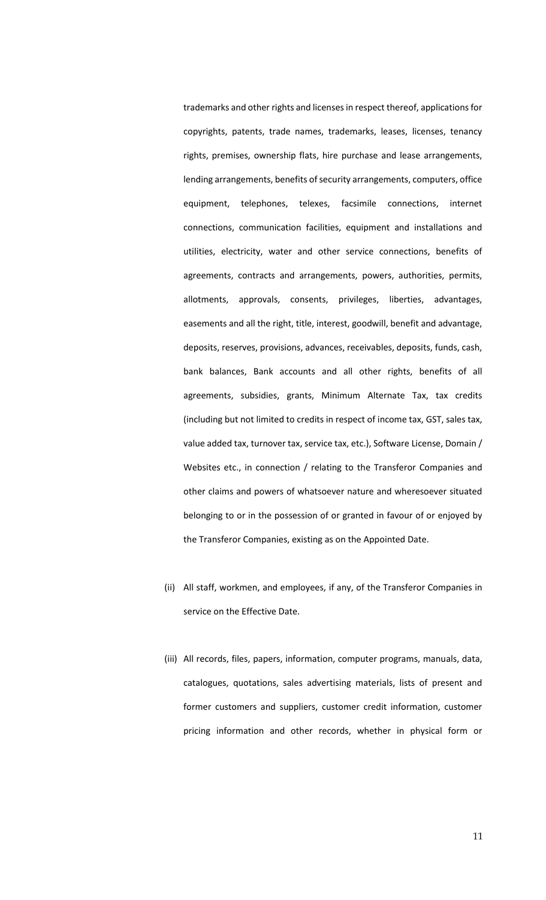trademarks and other rights and licenses in respect thereof, applications for copyrights, patents, trade names, trademarks, leases, licenses, tenancy rights, premises, ownership flats, hire purchase and lease arrangements, lending arrangements, benefits of security arrangements, computers, office equipment, telephones, telexes, facsimile connections, internet connections, communication facilities, equipment and installations and utilities, electricity, water and other service connections, benefits of agreements, contracts and arrangements, powers, authorities, permits, allotments, approvals, consents, privileges, liberties, advantages, easements and all the right, title, interest, goodwill, benefit and advantage, deposits, reserves, provisions, advances, receivables, deposits, funds, cash, bank balances, Bank accounts and all other rights, benefits of all agreements, subsidies, grants, Minimum Alternate Tax, tax credits (including but not limited to credits in respect of income tax, GST, sales tax, value added tax, turnover tax, service tax, etc.), Software License, Domain / Websites etc., in connection / relating to the Transferor Companies and other claims and powers of whatsoever nature and wheresoever situated belonging to or in the possession of or granted in favour of or enjoyed by the Transferor Companies, existing as on the Appointed Date.

(ii) All staff, workmen, and employees, if any, of the Transferor Companies in service on the Effective Date.

(iii) All records, files, papers, information, computer programs, manuals, data, catalogues, quotations, sales advertising materials, lists of present and former customers and suppliers, customer credit information, customer pricing information and other records, whether in physical form or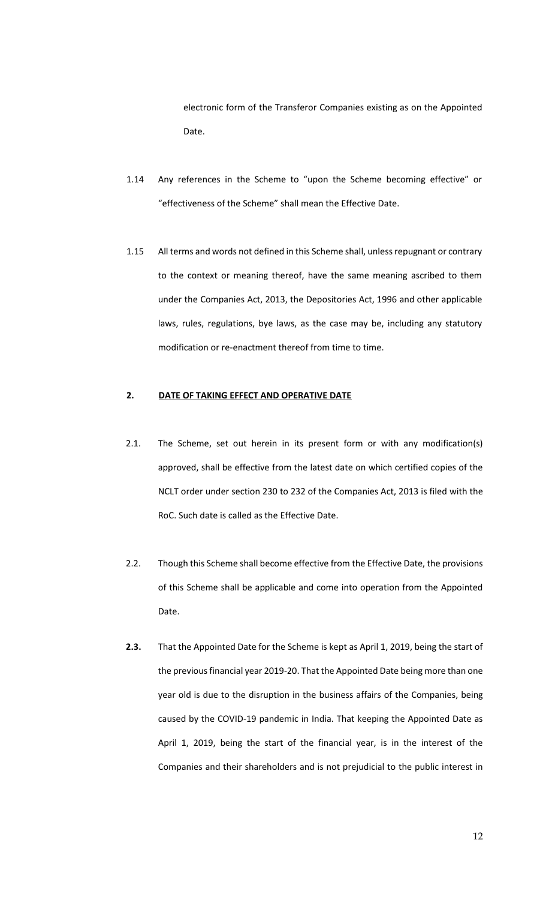electronic form of the Transferor Companies existing as on the Appointed Date.

1.14 Any references in the Scheme to "upon the Scheme becoming effective" or "effectiveness of the Scheme" shall mean the Effective Date.

1.15 All terms and words not defined in this Scheme shall, unless repugnant or contrary to the context or meaning thereof, have the same meaning ascribed to them under the Companies Act, 2013, the Depositories Act, 1996 and other applicable laws, rules, regulations, bye laws, as the case may be, including any statutory modification or re-enactment thereof from time to time.

## 2. DATE OF TAKING EFFECT AND OPERATIVE DATE

2.1. The Scheme, set out herein in its present form or with any modification(s) approved, shall be effective from the latest date on which certified copies of the NCLT order under section 230 to 232 of the Companies Act, 2013 is filed with the RoC. Such date is called as the Effective Date.

2.2. Though this Scheme shall become effective from the Effective Date, the provisions of this Scheme shall be applicable and come into operation from the Appointed Date.

**2.3.** That the Appointed Date for the Scheme is kept as April 1, 2019, being the start of the previous financial year 2019-20. That the Appointed Date being more than one year old is due to the disruption in the business affairs of the Companies, being caused by the COVID-19 pandemic in India. That keeping the Appointed Date as April 1, 2019, being the start of the financial year, is in the interest of the Companies and their shareholders and is not prejudicial to the public interest in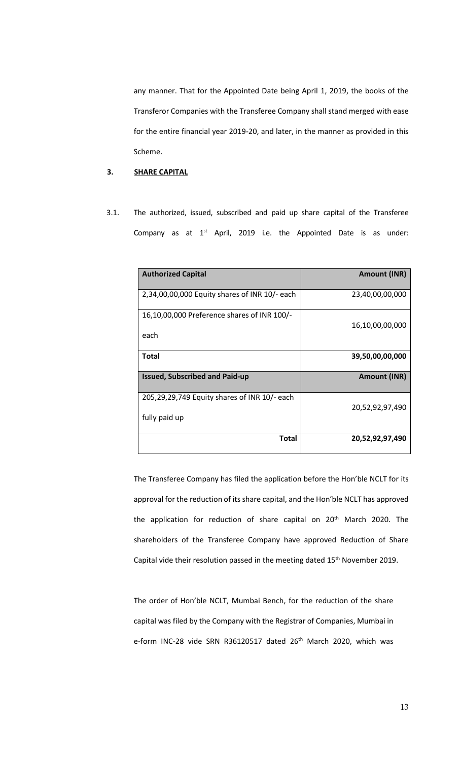any manner. That for the Appointed Date being April 1, 2019, the books of the Transferor Companies with the Transferee Company shall stand merged with ease for the entire financial year 2019-20, and later, in the manner as provided in this Scheme.

## 3. SHARE CAPITAL

3.1. The authorized, issued, subscribed and paid up share capital of the Transferee Company as at 1st April, 2019 i.e. the Appointed Date is as under:

| **Authorized Capital** | **Amount (INR)** |
|---|---|
| 2,34,00,00,000 Equity shares of INR 10/- each | 23,40,00,00,000 |
| 16,10,00,000 Preference shares of INR 100/- each | 16,10,00,00,000 |
| **Total** | **39,50,00,00,000** |
| **Issued, Subscribed and Paid-up** | **Amount (INR)** |
| 205,29,29,749 Equity shares of INR 10/- each fully paid up | 20,52,92,97,490 |
| **Total** | **20,52,92,97,490** |

The Transferee Company has filed the application before the Hon'ble NCLT for its approval for the reduction of its share capital, and the Hon'ble NCLT has approved the application for reduction of share capital on 20th March 2020. The shareholders of the Transferee Company have approved Reduction of Share Capital vide their resolution passed in the meeting dated 15th November 2019.

The order of Hon'ble NCLT, Mumbai Bench, for the reduction of the share capital was filed by the Company with the Registrar of Companies, Mumbai in e-form INC-28 vide SRN R36120517 dated 26th March 2020, which was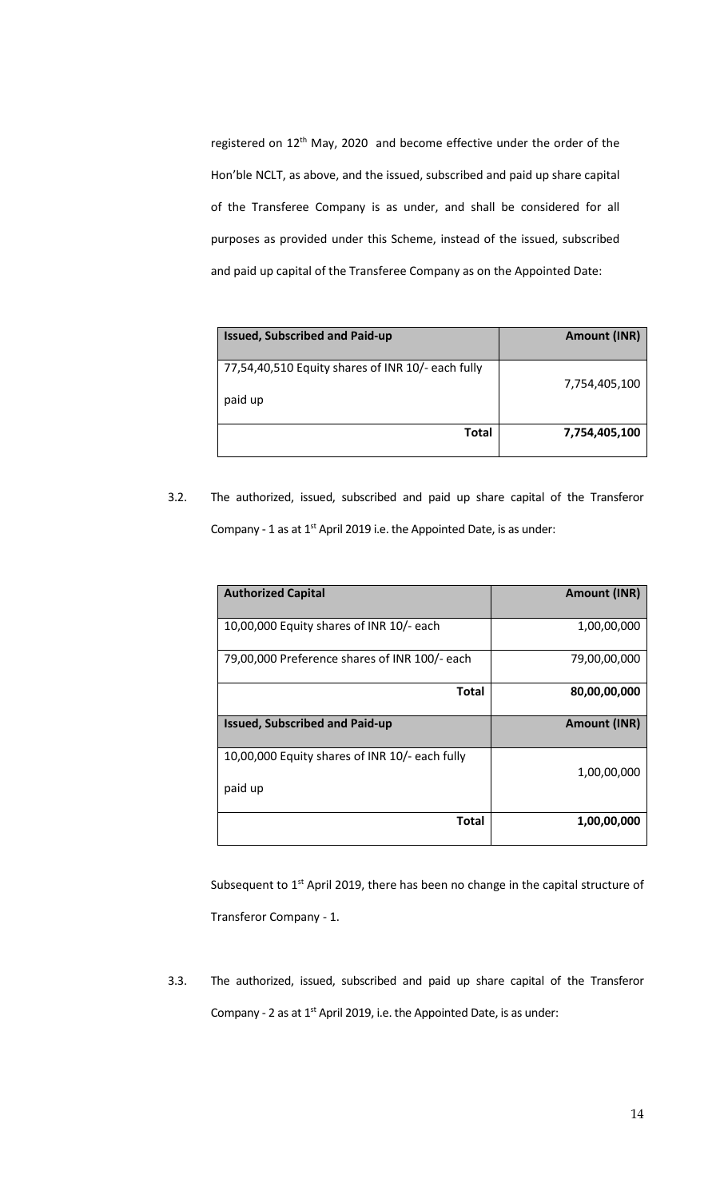registered on 12th May, 2020 and become effective under the order of the Hon'ble NCLT, as above, and the issued, subscribed and paid up share capital of the Transferee Company is as under, and shall be considered for all purposes as provided under this Scheme, instead of the issued, subscribed and paid up capital of the Transferee Company as on the Appointed Date:

| Issued, Subscribed and Paid-up | Amount (INR) |
|---|---:|
| 77,54,40,510 Equity shares of INR 10/- each fully paid up | 7,754,405,100 |
| **Total** | **7,754,405,100** |

3.2. The authorized, issued, subscribed and paid up share capital of the Transferor Company - 1 as at 1st April 2019 i.e. the Appointed Date, is as under:

| Authorized Capital | Amount (INR) |
|---|---:|
| 10,00,000 Equity shares of INR 10/- each | 1,00,00,000 |
| 79,00,000 Preference shares of INR 100/- each | 79,00,00,000 |
| **Total** | **80,00,00,000** |
| **Issued, Subscribed and Paid-up** | **Amount (INR)** |
| 10,00,000 Equity shares of INR 10/- each fully paid up | 1,00,00,000 |
| **Total** | **1,00,00,000** |

Subsequent to 1st April 2019, there has been no change in the capital structure of Transferor Company - 1.

3.3. The authorized, issued, subscribed and paid up share capital of the Transferor Company - 2 as at 1st April 2019, i.e. the Appointed Date, is as under: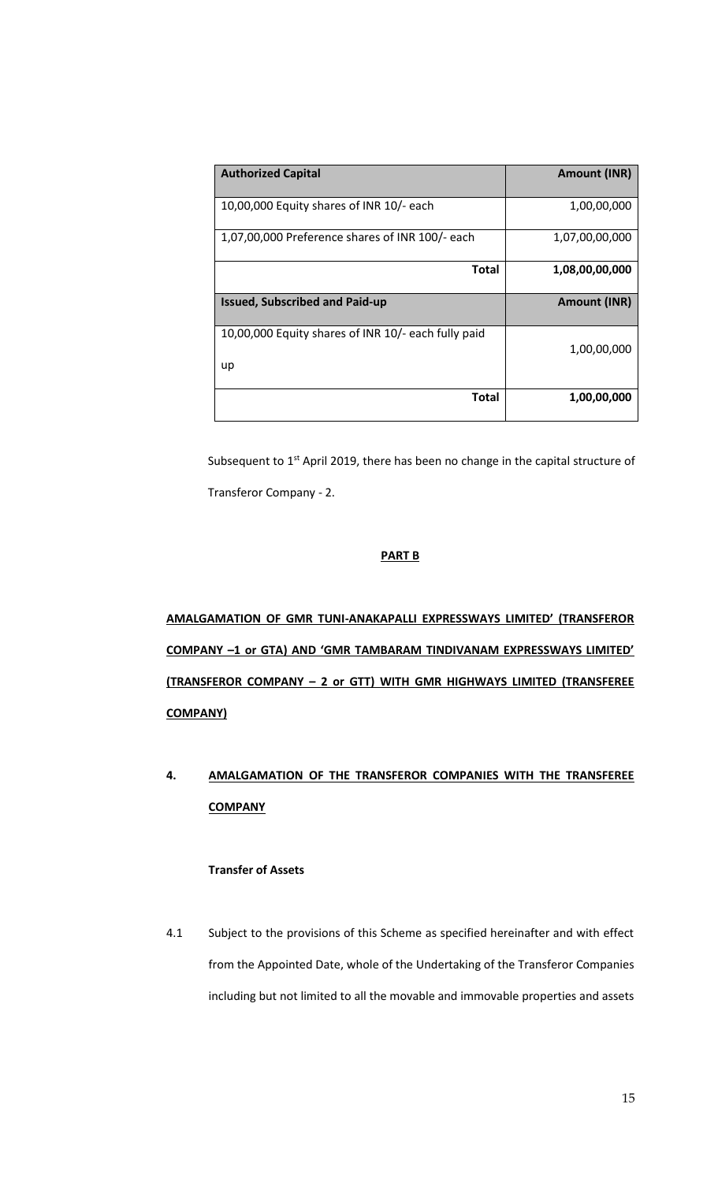| Authorized Capital | Amount (INR) |
|---|---|
| 10,00,000 Equity shares of INR 10/- each | 1,00,00,000 |
| 1,07,00,000 Preference shares of INR 100/- each | 1,07,00,00,000 |
| **Total** | **1,08,00,00,000** |
| **Issued, Subscribed and Paid-up** | **Amount (INR)** |
| 10,00,000 Equity shares of INR 10/- each fully paid up | 1,00,00,000 |
| **Total** | **1,00,00,000** |

Subsequent to 1st April 2019, there has been no change in the capital structure of Transferor Company - 2.

## PART B

**AMALGAMATION OF GMR TUNI-ANAKAPALLI EXPRESSWAYS LIMITED' (TRANSFEROR COMPANY –1 or GTA) AND 'GMR TAMBARAM TINDIVANAM EXPRESSWAYS LIMITED' (TRANSFEROR COMPANY – 2 or GTT) WITH GMR HIGHWAYS LIMITED (TRANSFEREE COMPANY)**

### 4. AMALGAMATION OF THE TRANSFEROR COMPANIES WITH THE TRANSFEREE COMPANY

**Transfer of Assets**

4.1 Subject to the provisions of this Scheme as specified hereinafter and with effect from the Appointed Date, whole of the Undertaking of the Transferor Companies including but not limited to all the movable and immovable properties and assets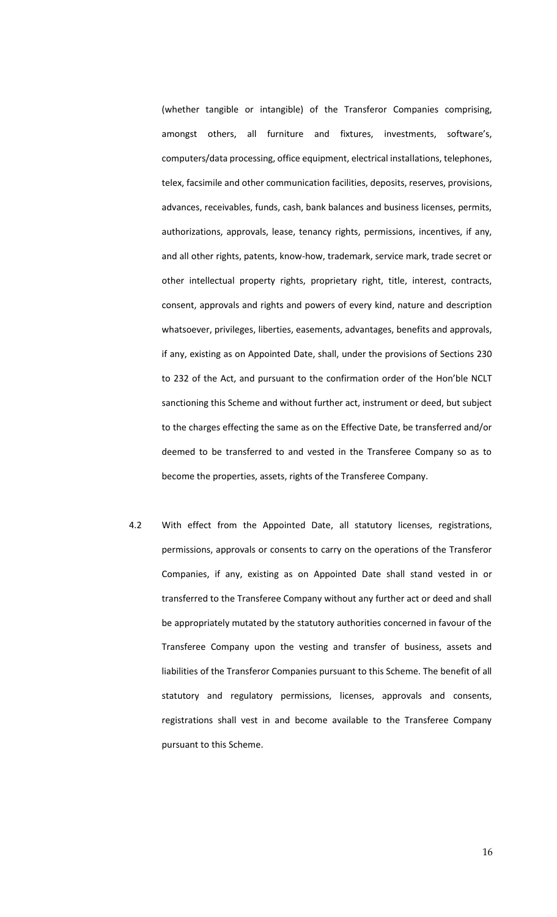(whether tangible or intangible) of the Transferor Companies comprising, amongst others, all furniture and fixtures, investments, software's, computers/data processing, office equipment, electrical installations, telephones, telex, facsimile and other communication facilities, deposits, reserves, provisions, advances, receivables, funds, cash, bank balances and business licenses, permits, authorizations, approvals, lease, tenancy rights, permissions, incentives, if any, and all other rights, patents, know-how, trademark, service mark, trade secret or other intellectual property rights, proprietary right, title, interest, contracts, consent, approvals and rights and powers of every kind, nature and description whatsoever, privileges, liberties, easements, advantages, benefits and approvals, if any, existing as on Appointed Date, shall, under the provisions of Sections 230 to 232 of the Act, and pursuant to the confirmation order of the Hon'ble NCLT sanctioning this Scheme and without further act, instrument or deed, but subject to the charges effecting the same as on the Effective Date, be transferred and/or deemed to be transferred to and vested in the Transferee Company so as to become the properties, assets, rights of the Transferee Company.

4.2 With effect from the Appointed Date, all statutory licenses, registrations, permissions, approvals or consents to carry on the operations of the Transferor Companies, if any, existing as on Appointed Date shall stand vested in or transferred to the Transferee Company without any further act or deed and shall be appropriately mutated by the statutory authorities concerned in favour of the Transferee Company upon the vesting and transfer of business, assets and liabilities of the Transferor Companies pursuant to this Scheme. The benefit of all statutory and regulatory permissions, licenses, approvals and consents, registrations shall vest in and become available to the Transferee Company pursuant to this Scheme.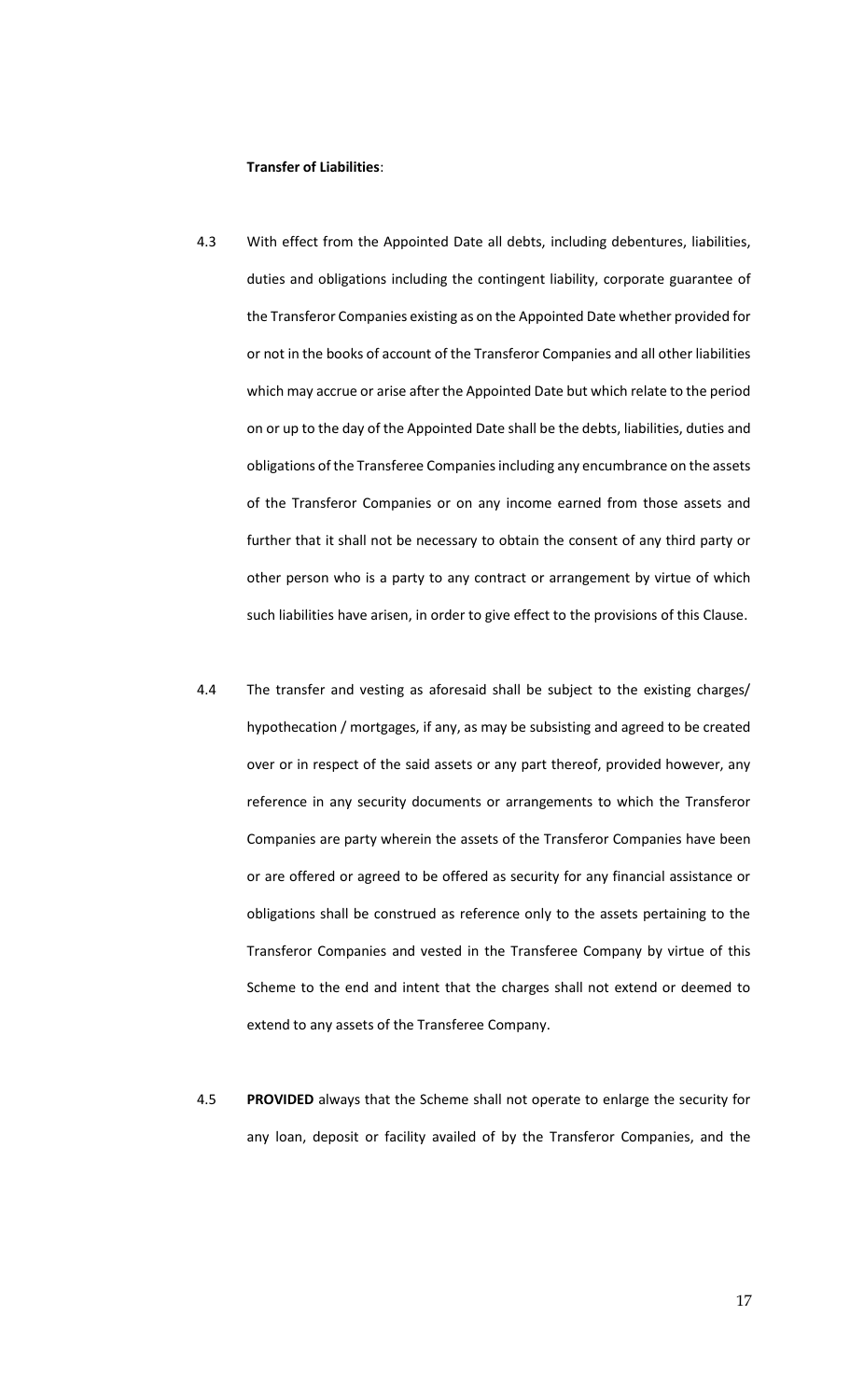**Transfer of Liabilities**:

4.3 With effect from the Appointed Date all debts, including debentures, liabilities, duties and obligations including the contingent liability, corporate guarantee of the Transferor Companies existing as on the Appointed Date whether provided for or not in the books of account of the Transferor Companies and all other liabilities which may accrue or arise after the Appointed Date but which relate to the period on or up to the day of the Appointed Date shall be the debts, liabilities, duties and obligations of the Transferee Companies including any encumbrance on the assets of the Transferor Companies or on any income earned from those assets and further that it shall not be necessary to obtain the consent of any third party or other person who is a party to any contract or arrangement by virtue of which such liabilities have arisen, in order to give effect to the provisions of this Clause.

4.4 The transfer and vesting as aforesaid shall be subject to the existing charges/ hypothecation / mortgages, if any, as may be subsisting and agreed to be created over or in respect of the said assets or any part thereof, provided however, any reference in any security documents or arrangements to which the Transferor Companies are party wherein the assets of the Transferor Companies have been or are offered or agreed to be offered as security for any financial assistance or obligations shall be construed as reference only to the assets pertaining to the Transferor Companies and vested in the Transferee Company by virtue of this Scheme to the end and intent that the charges shall not extend or deemed to extend to any assets of the Transferee Company.

4.5 **PROVIDED** always that the Scheme shall not operate to enlarge the security for any loan, deposit or facility availed of by the Transferor Companies, and the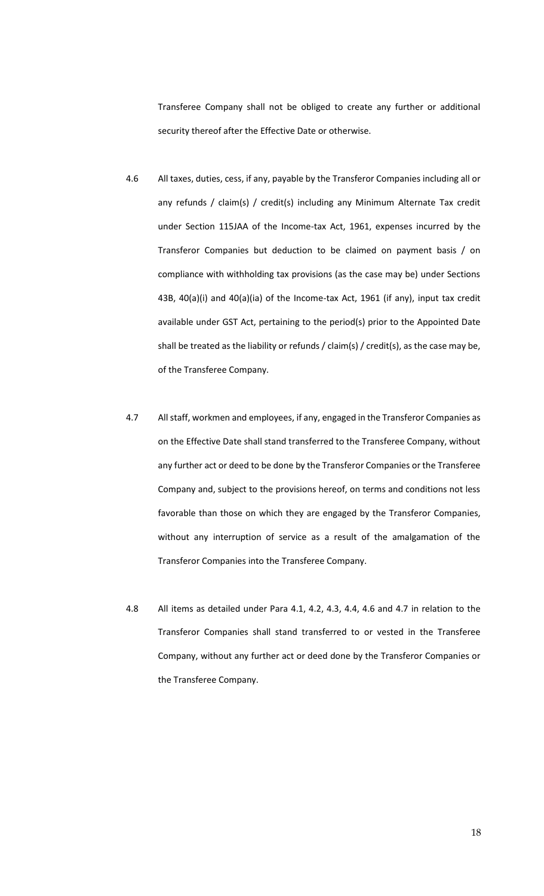Transferee Company shall not be obliged to create any further or additional security thereof after the Effective Date or otherwise.

4.6 All taxes, duties, cess, if any, payable by the Transferor Companies including all or any refunds / claim(s) / credit(s) including any Minimum Alternate Tax credit under Section 115JAA of the Income-tax Act, 1961, expenses incurred by the Transferor Companies but deduction to be claimed on payment basis / on compliance with withholding tax provisions (as the case may be) under Sections 43B, 40(a)(i) and 40(a)(ia) of the Income-tax Act, 1961 (if any), input tax credit available under GST Act, pertaining to the period(s) prior to the Appointed Date shall be treated as the liability or refunds / claim(s) / credit(s), as the case may be, of the Transferee Company.

4.7 All staff, workmen and employees, if any, engaged in the Transferor Companies as on the Effective Date shall stand transferred to the Transferee Company, without any further act or deed to be done by the Transferor Companies or the Transferee Company and, subject to the provisions hereof, on terms and conditions not less favorable than those on which they are engaged by the Transferor Companies, without any interruption of service as a result of the amalgamation of the Transferor Companies into the Transferee Company.

4.8 All items as detailed under Para 4.1, 4.2, 4.3, 4.4, 4.6 and 4.7 in relation to the Transferor Companies shall stand transferred to or vested in the Transferee Company, without any further act or deed done by the Transferor Companies or the Transferee Company.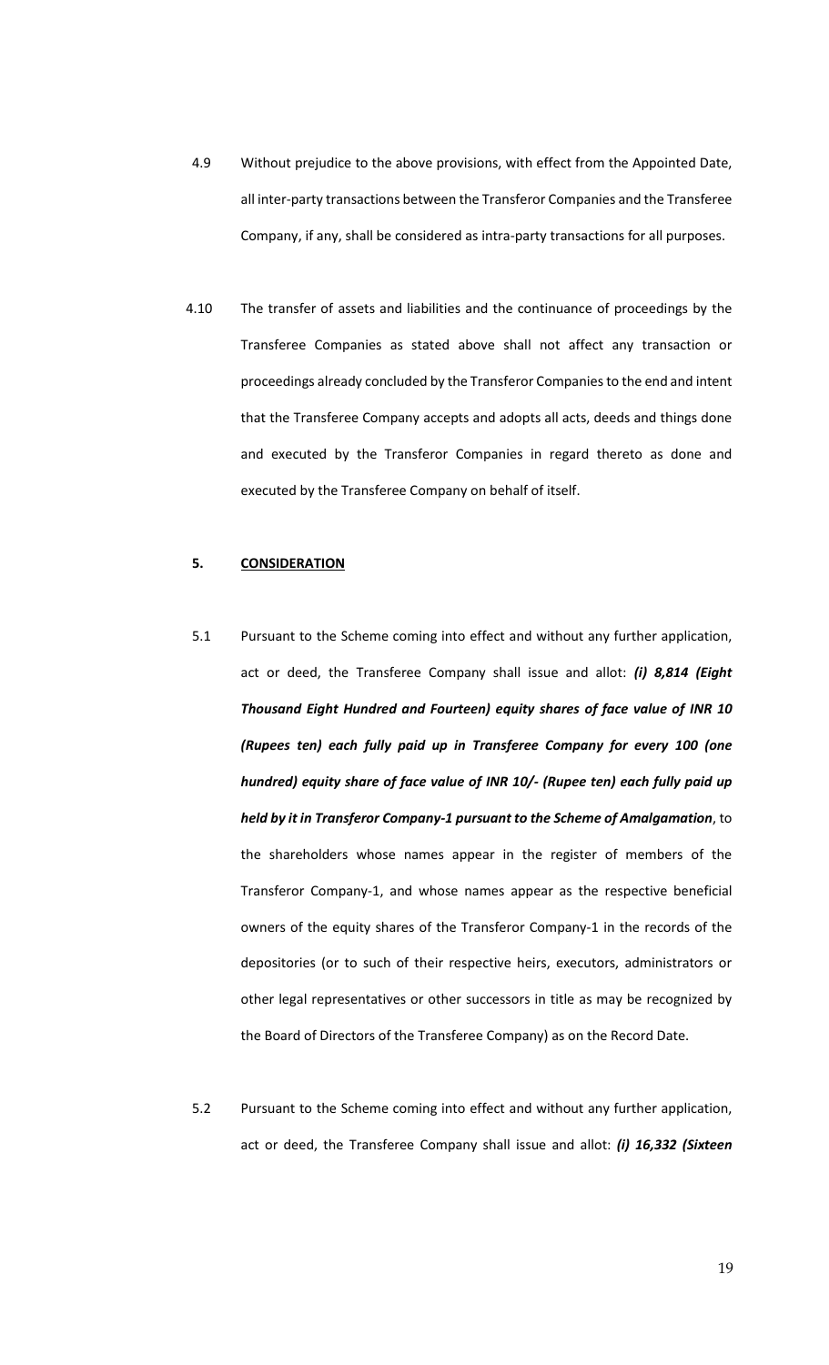4.9 Without prejudice to the above provisions, with effect from the Appointed Date, all inter-party transactions between the Transferor Companies and the Transferee Company, if any, shall be considered as intra-party transactions for all purposes.

4.10 The transfer of assets and liabilities and the continuance of proceedings by the Transferee Companies as stated above shall not affect any transaction or proceedings already concluded by the Transferor Companies to the end and intent that the Transferee Company accepts and adopts all acts, deeds and things done and executed by the Transferor Companies in regard thereto as done and executed by the Transferee Company on behalf of itself.

## 5. <u>CONSIDERATION</u>

5.1 Pursuant to the Scheme coming into effect and without any further application, act or deed, the Transferee Company shall issue and allot: ***(i) 8,814 (Eight Thousand Eight Hundred and Fourteen) equity shares of face value of INR 10 (Rupees ten) each fully paid up in Transferee Company for every 100 (one hundred) equity share of face value of INR 10/- (Rupee ten) each fully paid up held by it in Transferor Company-1 pursuant to the Scheme of Amalgamation***, to the shareholders whose names appear in the register of members of the Transferor Company-1, and whose names appear as the respective beneficial owners of the equity shares of the Transferor Company-1 in the records of the depositories (or to such of their respective heirs, executors, administrators or other legal representatives or other successors in title as may be recognized by the Board of Directors of the Transferee Company) as on the Record Date.

5.2 Pursuant to the Scheme coming into effect and without any further application, act or deed, the Transferee Company shall issue and allot: ***(i) 16,332 (Sixteen***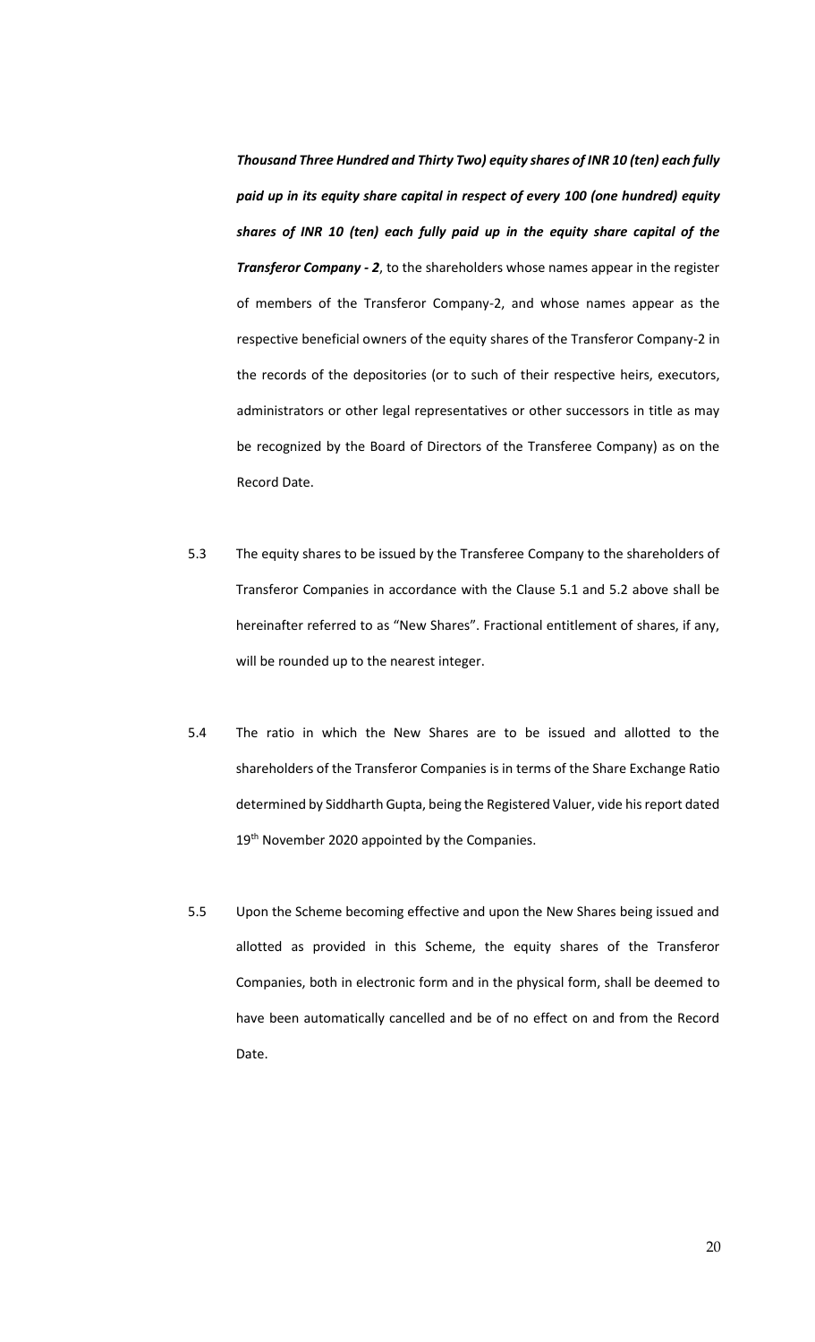***Thousand Three Hundred and Thirty Two) equity shares of INR 10 (ten) each fully paid up in its equity share capital in respect of every 100 (one hundred) equity shares of INR 10 (ten) each fully paid up in the equity share capital of the Transferor Company - 2***, to the shareholders whose names appear in the register of members of the Transferor Company-2, and whose names appear as the respective beneficial owners of the equity shares of the Transferor Company-2 in the records of the depositories (or to such of their respective heirs, executors, administrators or other legal representatives or other successors in title as may be recognized by the Board of Directors of the Transferee Company) as on the Record Date.

5.3 The equity shares to be issued by the Transferee Company to the shareholders of Transferor Companies in accordance with the Clause 5.1 and 5.2 above shall be hereinafter referred to as "New Shares". Fractional entitlement of shares, if any, will be rounded up to the nearest integer.

5.4 The ratio in which the New Shares are to be issued and allotted to the shareholders of the Transferor Companies is in terms of the Share Exchange Ratio determined by Siddharth Gupta, being the Registered Valuer, vide his report dated 19th November 2020 appointed by the Companies.

5.5 Upon the Scheme becoming effective and upon the New Shares being issued and allotted as provided in this Scheme, the equity shares of the Transferor Companies, both in electronic form and in the physical form, shall be deemed to have been automatically cancelled and be of no effect on and from the Record Date.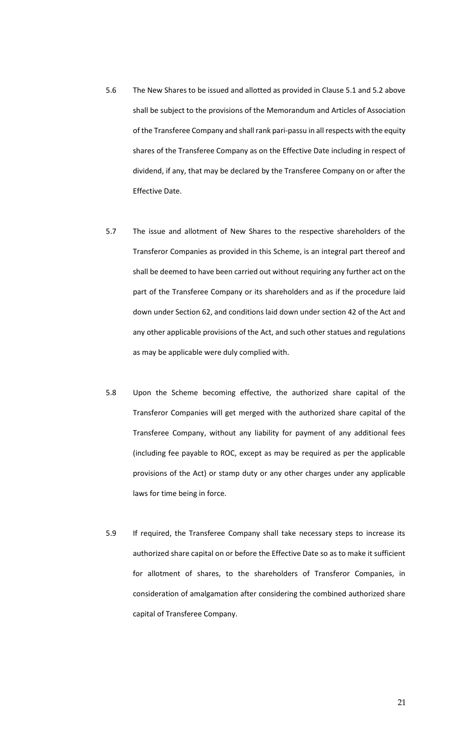5.6 The New Shares to be issued and allotted as provided in Clause 5.1 and 5.2 above shall be subject to the provisions of the Memorandum and Articles of Association of the Transferee Company and shall rank pari-passu in all respects with the equity shares of the Transferee Company as on the Effective Date including in respect of dividend, if any, that may be declared by the Transferee Company on or after the Effective Date.

5.7 The issue and allotment of New Shares to the respective shareholders of the Transferor Companies as provided in this Scheme, is an integral part thereof and shall be deemed to have been carried out without requiring any further act on the part of the Transferee Company or its shareholders and as if the procedure laid down under Section 62, and conditions laid down under section 42 of the Act and any other applicable provisions of the Act, and such other statues and regulations as may be applicable were duly complied with.

5.8 Upon the Scheme becoming effective, the authorized share capital of the Transferor Companies will get merged with the authorized share capital of the Transferee Company, without any liability for payment of any additional fees (including fee payable to ROC, except as may be required as per the applicable provisions of the Act) or stamp duty or any other charges under any applicable laws for time being in force.

5.9 If required, the Transferee Company shall take necessary steps to increase its authorized share capital on or before the Effective Date so as to make it sufficient for allotment of shares, to the shareholders of Transferor Companies, in consideration of amalgamation after considering the combined authorized share capital of Transferee Company.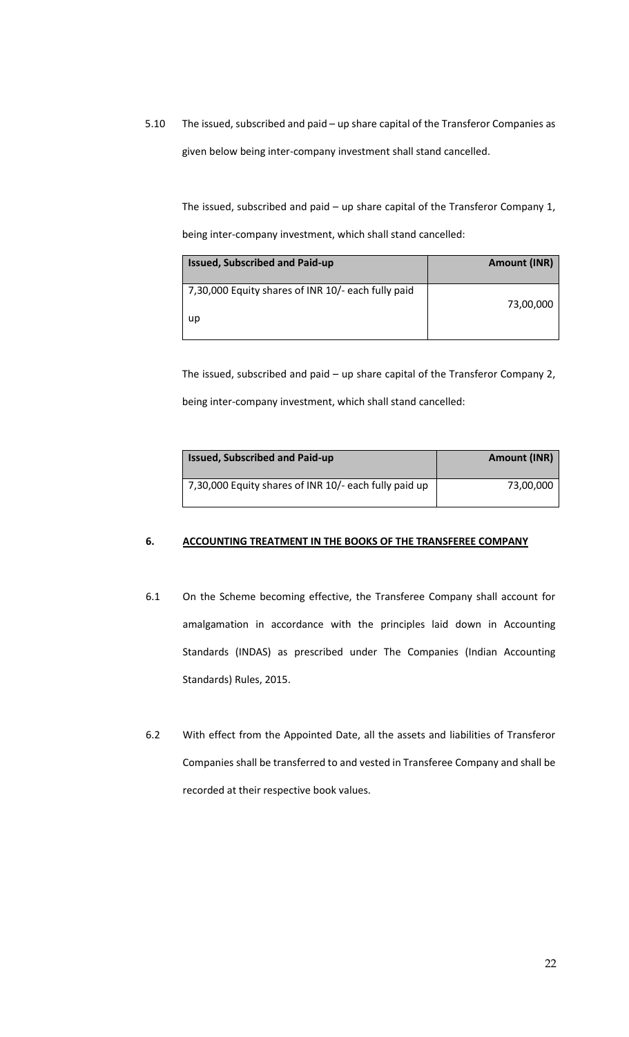5.10 The issued, subscribed and paid – up share capital of the Transferor Companies as given below being inter-company investment shall stand cancelled.

The issued, subscribed and paid – up share capital of the Transferor Company 1, being inter-company investment, which shall stand cancelled:

| Issued, Subscribed and Paid-up | Amount (INR) |
|---|---|
| 7,30,000 Equity shares of INR 10/- each fully paid up | 73,00,000 |

The issued, subscribed and paid – up share capital of the Transferor Company 2, being inter-company investment, which shall stand cancelled:

| Issued, Subscribed and Paid-up | Amount (INR) |
|---|---|
| 7,30,000 Equity shares of INR 10/- each fully paid up | 73,00,000 |

## 6. ACCOUNTING TREATMENT IN THE BOOKS OF THE TRANSFEREE COMPANY

6.1 On the Scheme becoming effective, the Transferee Company shall account for amalgamation in accordance with the principles laid down in Accounting Standards (INDAS) as prescribed under The Companies (Indian Accounting Standards) Rules, 2015.

6.2 With effect from the Appointed Date, all the assets and liabilities of Transferor Companies shall be transferred to and vested in Transferee Company and shall be recorded at their respective book values.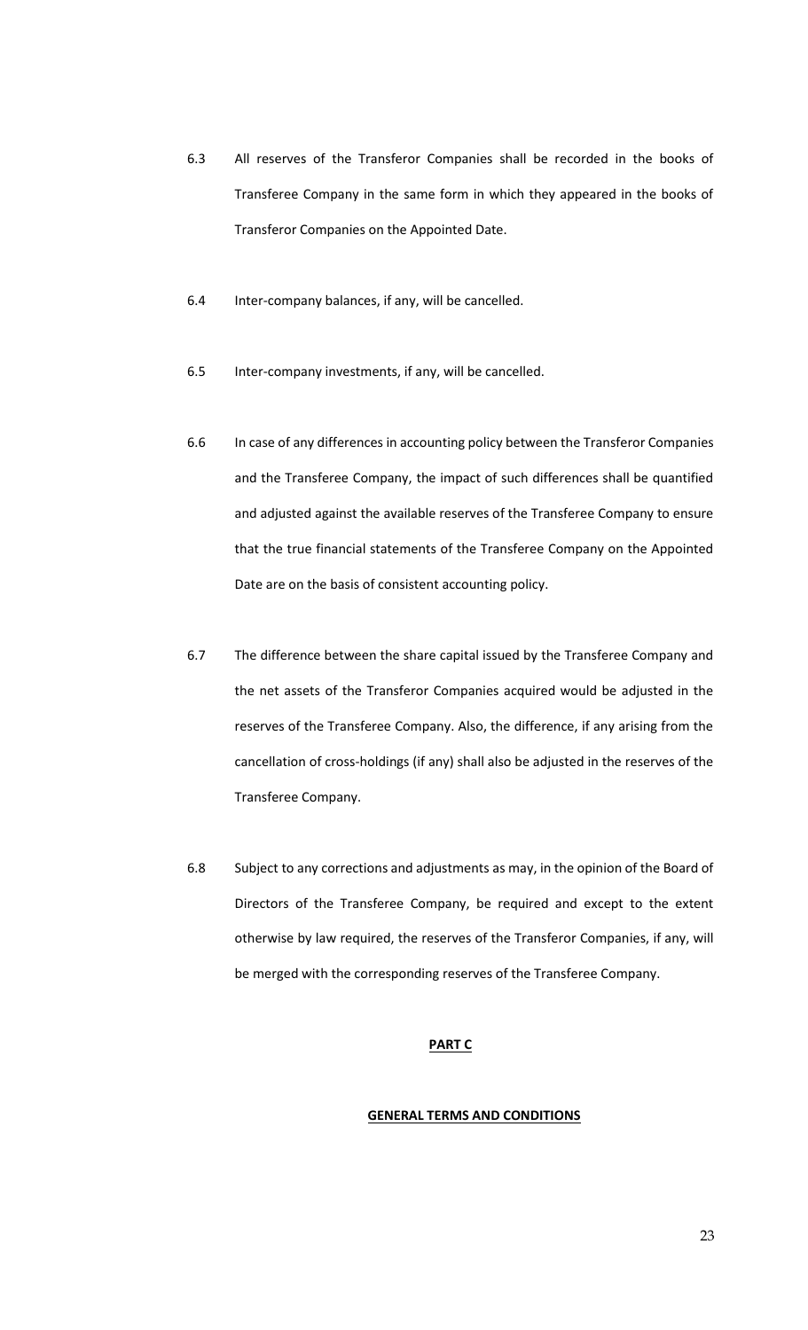6.3 All reserves of the Transferor Companies shall be recorded in the books of Transferee Company in the same form in which they appeared in the books of Transferor Companies on the Appointed Date.

6.4 Inter-company balances, if any, will be cancelled.

6.5 Inter-company investments, if any, will be cancelled.

6.6 In case of any differences in accounting policy between the Transferor Companies and the Transferee Company, the impact of such differences shall be quantified and adjusted against the available reserves of the Transferee Company to ensure that the true financial statements of the Transferee Company on the Appointed Date are on the basis of consistent accounting policy.

6.7 The difference between the share capital issued by the Transferee Company and the net assets of the Transferor Companies acquired would be adjusted in the reserves of the Transferee Company. Also, the difference, if any arising from the cancellation of cross-holdings (if any) shall also be adjusted in the reserves of the Transferee Company.

6.8 Subject to any corrections and adjustments as may, in the opinion of the Board of Directors of the Transferee Company, be required and except to the extent otherwise by law required, the reserves of the Transferor Companies, if any, will be merged with the corresponding reserves of the Transferee Company.

## PART C

### GENERAL TERMS AND CONDITIONS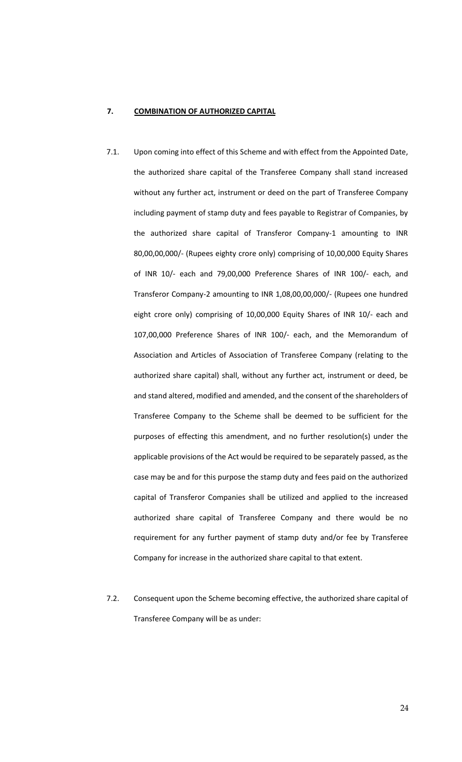## 7. COMBINATION OF AUTHORIZED CAPITAL

7.1. Upon coming into effect of this Scheme and with effect from the Appointed Date, the authorized share capital of the Transferee Company shall stand increased without any further act, instrument or deed on the part of Transferee Company including payment of stamp duty and fees payable to Registrar of Companies, by the authorized share capital of Transferor Company-1 amounting to INR 80,00,00,000/- (Rupees eighty crore only) comprising of 10,00,000 Equity Shares of INR 10/- each and 79,00,000 Preference Shares of INR 100/- each, and Transferor Company-2 amounting to INR 1,08,00,00,000/- (Rupees one hundred eight crore only) comprising of 10,00,000 Equity Shares of INR 10/- each and 107,00,000 Preference Shares of INR 100/- each, and the Memorandum of Association and Articles of Association of Transferee Company (relating to the authorized share capital) shall, without any further act, instrument or deed, be and stand altered, modified and amended, and the consent of the shareholders of Transferee Company to the Scheme shall be deemed to be sufficient for the purposes of effecting this amendment, and no further resolution(s) under the applicable provisions of the Act would be required to be separately passed, as the case may be and for this purpose the stamp duty and fees paid on the authorized capital of Transferor Companies shall be utilized and applied to the increased authorized share capital of Transferee Company and there would be no requirement for any further payment of stamp duty and/or fee by Transferee Company for increase in the authorized share capital to that extent.

7.2. Consequent upon the Scheme becoming effective, the authorized share capital of Transferee Company will be as under: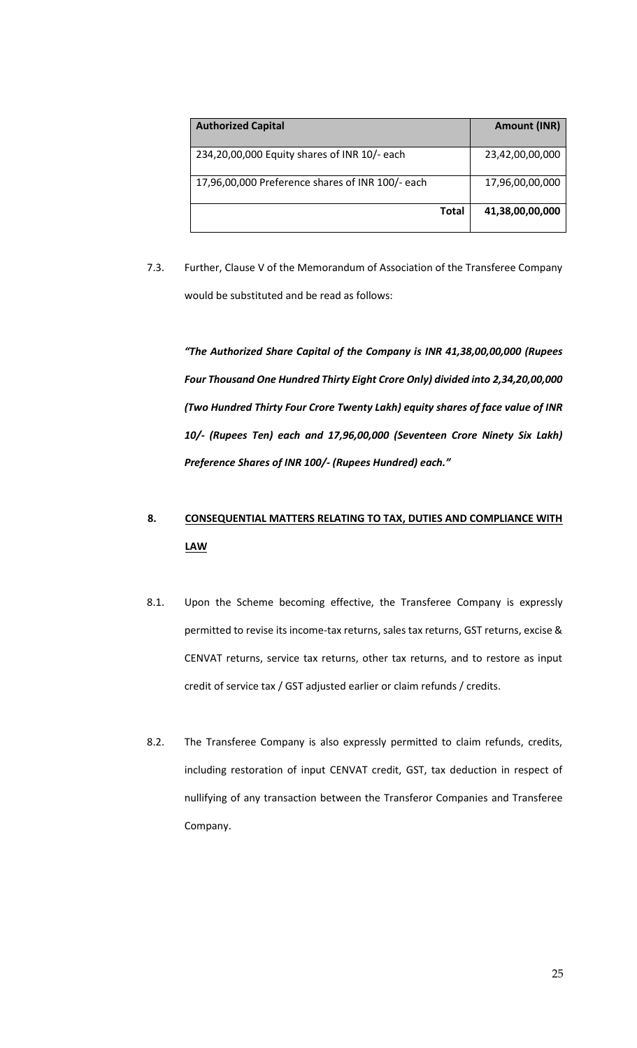| Authorized Capital | Amount (INR) |
|---|---|
| 234,20,00,000 Equity shares of INR 10/- each | 23,42,00,00,000 |
| 17,96,00,000 Preference shares of INR 100/- each | 17,96,00,00,000 |
| **Total** | **41,38,00,00,000** |

7.3. Further, Clause V of the Memorandum of Association of the Transferee Company would be substituted and be read as follows:

*"The Authorized Share Capital of the Company is INR 41,38,00,00,000 (Rupees Four Thousand One Hundred Thirty Eight Crore Only) divided into 2,34,20,00,000 (Two Hundred Thirty Four Crore Twenty Lakh) equity shares of face value of INR 10/- (Rupees Ten) each and 17,96,00,000 (Seventeen Crore Ninety Six Lakh) Preference Shares of INR 100/- (Rupees Hundred) each."*

## 8. CONSEQUENTIAL MATTERS RELATING TO TAX, DUTIES AND COMPLIANCE WITH LAW

8.1. Upon the Scheme becoming effective, the Transferee Company is expressly permitted to revise its income-tax returns, sales tax returns, GST returns, excise & CENVAT returns, service tax returns, other tax returns, and to restore as input credit of service tax / GST adjusted earlier or claim refunds / credits.

8.2. The Transferee Company is also expressly permitted to claim refunds, credits, including restoration of input CENVAT credit, GST, tax deduction in respect of nullifying of any transaction between the Transferor Companies and Transferee Company.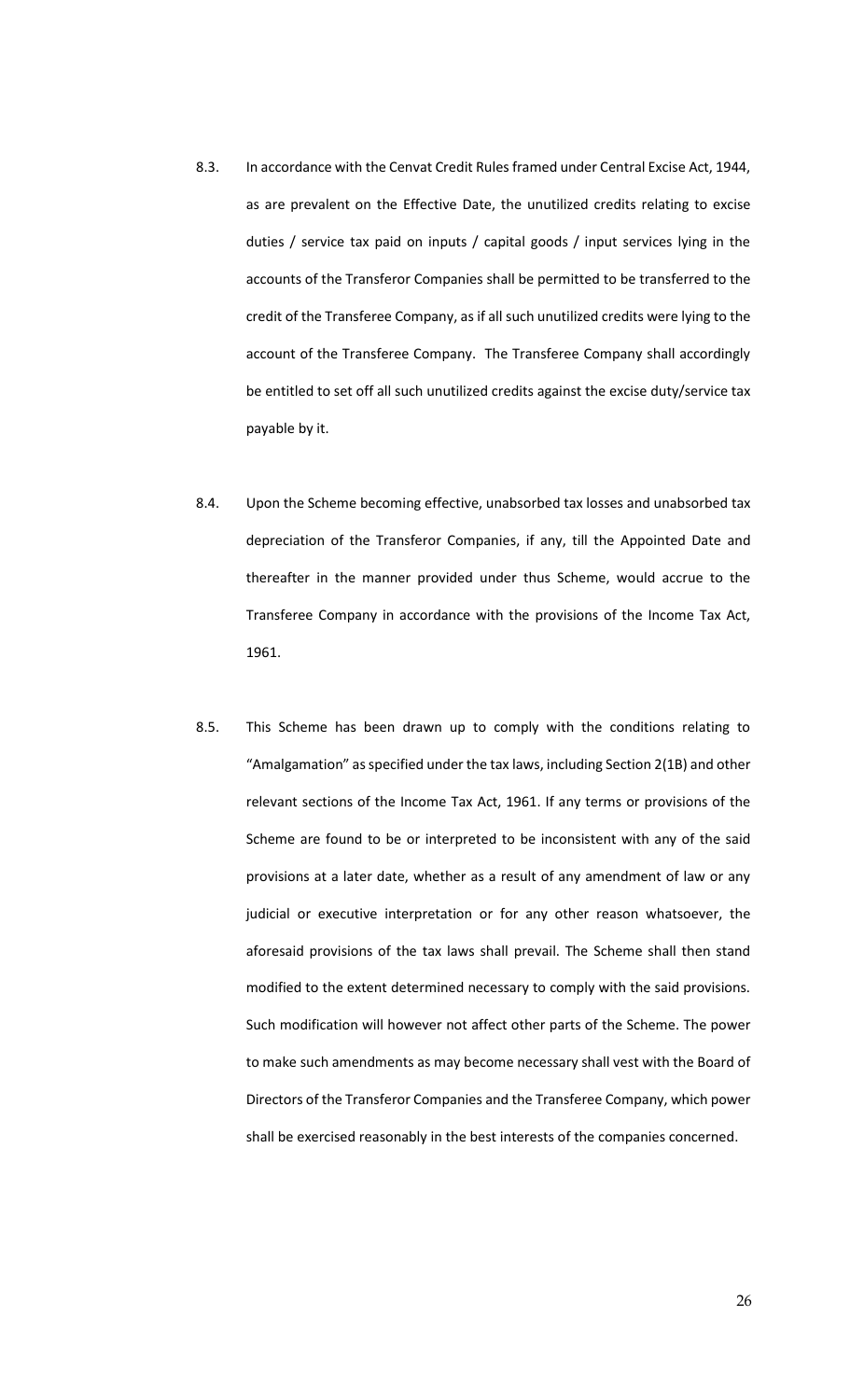8.3. In accordance with the Cenvat Credit Rules framed under Central Excise Act, 1944, as are prevalent on the Effective Date, the unutilized credits relating to excise duties / service tax paid on inputs / capital goods / input services lying in the accounts of the Transferor Companies shall be permitted to be transferred to the credit of the Transferee Company, as if all such unutilized credits were lying to the account of the Transferee Company. The Transferee Company shall accordingly be entitled to set off all such unutilized credits against the excise duty/service tax payable by it.

8.4. Upon the Scheme becoming effective, unabsorbed tax losses and unabsorbed tax depreciation of the Transferor Companies, if any, till the Appointed Date and thereafter in the manner provided under thus Scheme, would accrue to the Transferee Company in accordance with the provisions of the Income Tax Act, 1961.

8.5. This Scheme has been drawn up to comply with the conditions relating to "Amalgamation" as specified under the tax laws, including Section 2(1B) and other relevant sections of the Income Tax Act, 1961. If any terms or provisions of the Scheme are found to be or interpreted to be inconsistent with any of the said provisions at a later date, whether as a result of any amendment of law or any judicial or executive interpretation or for any other reason whatsoever, the aforesaid provisions of the tax laws shall prevail. The Scheme shall then stand modified to the extent determined necessary to comply with the said provisions. Such modification will however not affect other parts of the Scheme. The power to make such amendments as may become necessary shall vest with the Board of Directors of the Transferor Companies and the Transferee Company, which power shall be exercised reasonably in the best interests of the companies concerned.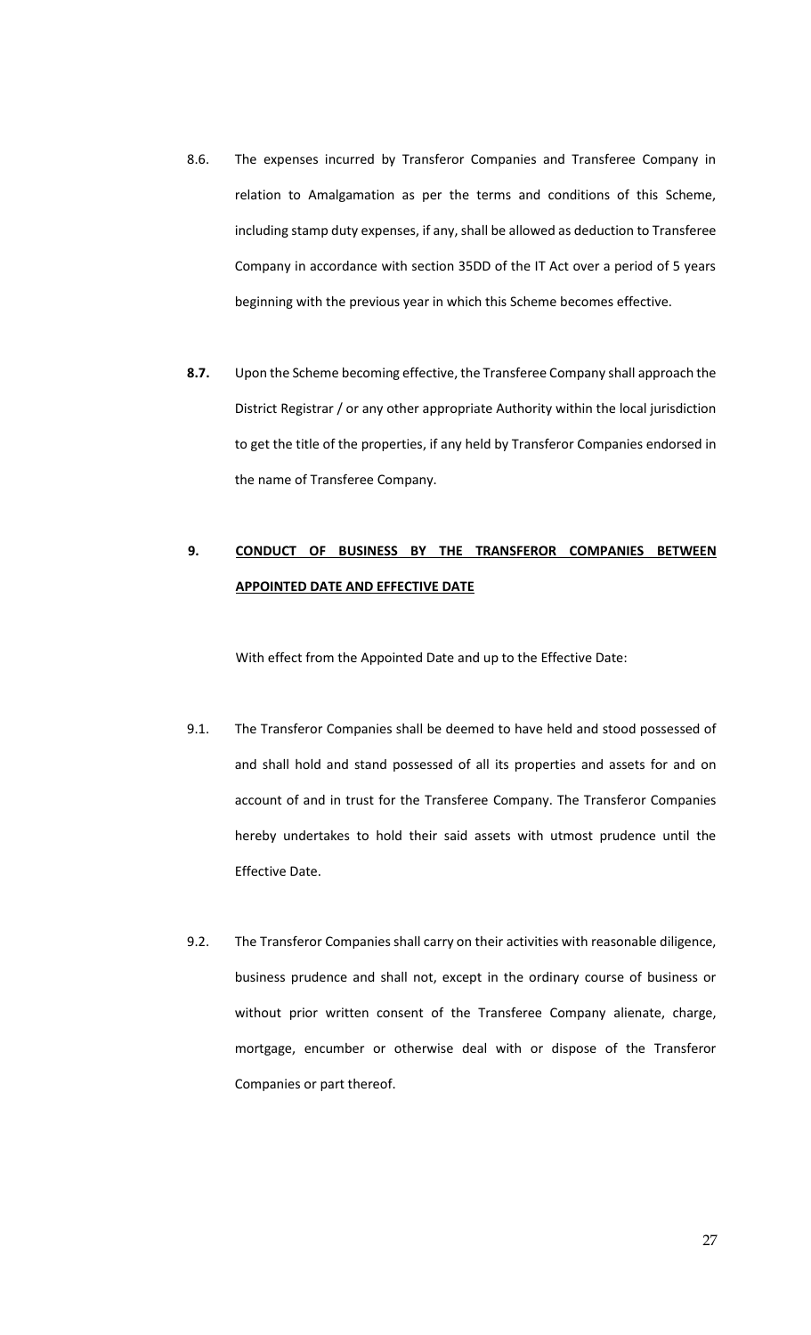8.6. The expenses incurred by Transferor Companies and Transferee Company in relation to Amalgamation as per the terms and conditions of this Scheme, including stamp duty expenses, if any, shall be allowed as deduction to Transferee Company in accordance with section 35DD of the IT Act over a period of 5 years beginning with the previous year in which this Scheme becomes effective.

**8.7.** Upon the Scheme becoming effective, the Transferee Company shall approach the District Registrar / or any other appropriate Authority within the local jurisdiction to get the title of the properties, if any held by Transferor Companies endorsed in the name of Transferee Company.

## 9. <u>CONDUCT OF BUSINESS BY THE TRANSFEROR COMPANIES BETWEEN APPOINTED DATE AND EFFECTIVE DATE</u>

With effect from the Appointed Date and up to the Effective Date:

9.1. The Transferor Companies shall be deemed to have held and stood possessed of and shall hold and stand possessed of all its properties and assets for and on account of and in trust for the Transferee Company. The Transferor Companies hereby undertakes to hold their said assets with utmost prudence until the Effective Date.

9.2. The Transferor Companies shall carry on their activities with reasonable diligence, business prudence and shall not, except in the ordinary course of business or without prior written consent of the Transferee Company alienate, charge, mortgage, encumber or otherwise deal with or dispose of the Transferor Companies or part thereof.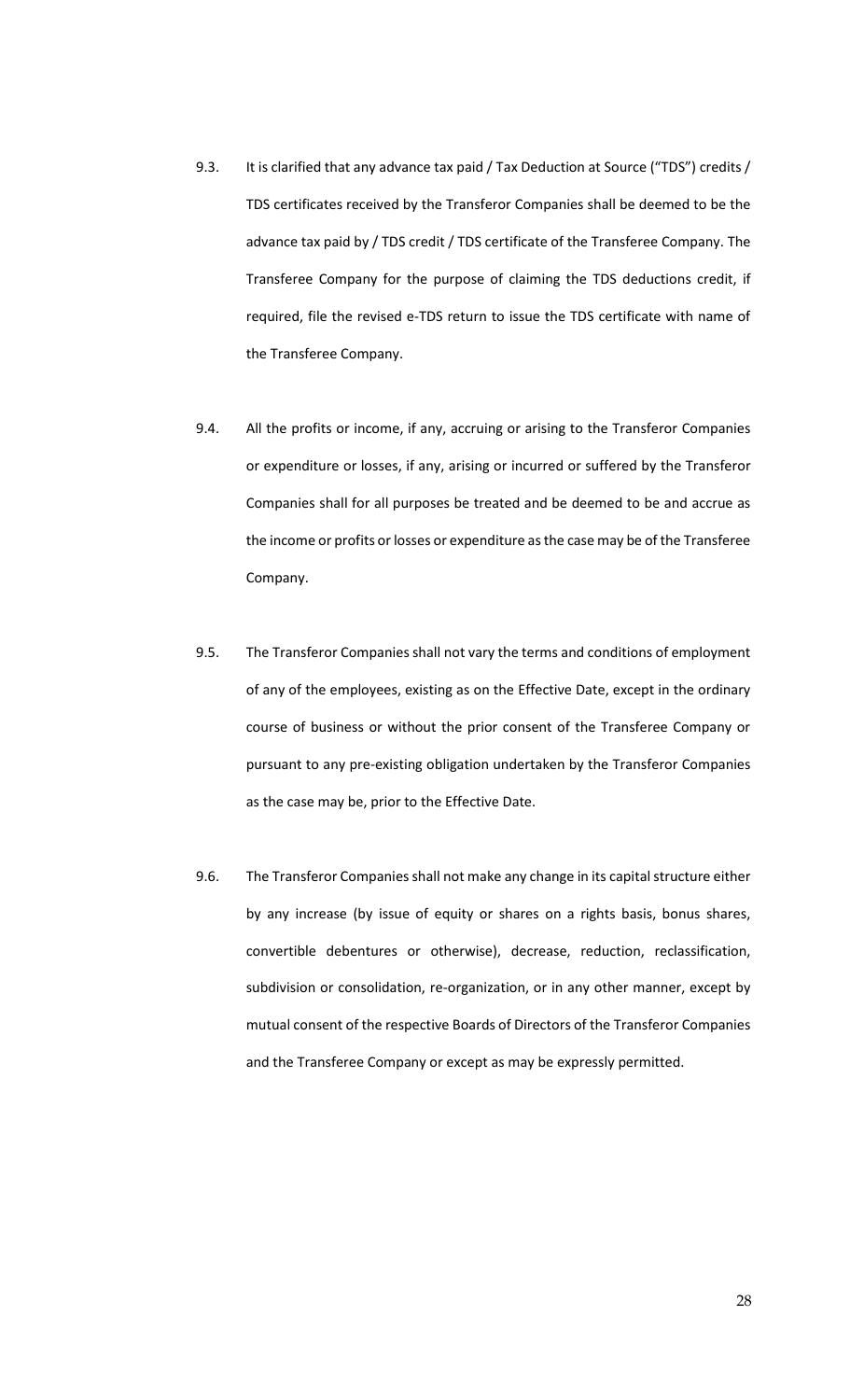9.3. It is clarified that any advance tax paid / Tax Deduction at Source ("TDS") credits / TDS certificates received by the Transferor Companies shall be deemed to be the advance tax paid by / TDS credit / TDS certificate of the Transferee Company. The Transferee Company for the purpose of claiming the TDS deductions credit, if required, file the revised e-TDS return to issue the TDS certificate with name of the Transferee Company.

9.4. All the profits or income, if any, accruing or arising to the Transferor Companies or expenditure or losses, if any, arising or incurred or suffered by the Transferor Companies shall for all purposes be treated and be deemed to be and accrue as the income or profits or losses or expenditure as the case may be of the Transferee Company.

9.5. The Transferor Companies shall not vary the terms and conditions of employment of any of the employees, existing as on the Effective Date, except in the ordinary course of business or without the prior consent of the Transferee Company or pursuant to any pre-existing obligation undertaken by the Transferor Companies as the case may be, prior to the Effective Date.

9.6. The Transferor Companies shall not make any change in its capital structure either by any increase (by issue of equity or shares on a rights basis, bonus shares, convertible debentures or otherwise), decrease, reduction, reclassification, subdivision or consolidation, re-organization, or in any other manner, except by mutual consent of the respective Boards of Directors of the Transferor Companies and the Transferee Company or except as may be expressly permitted.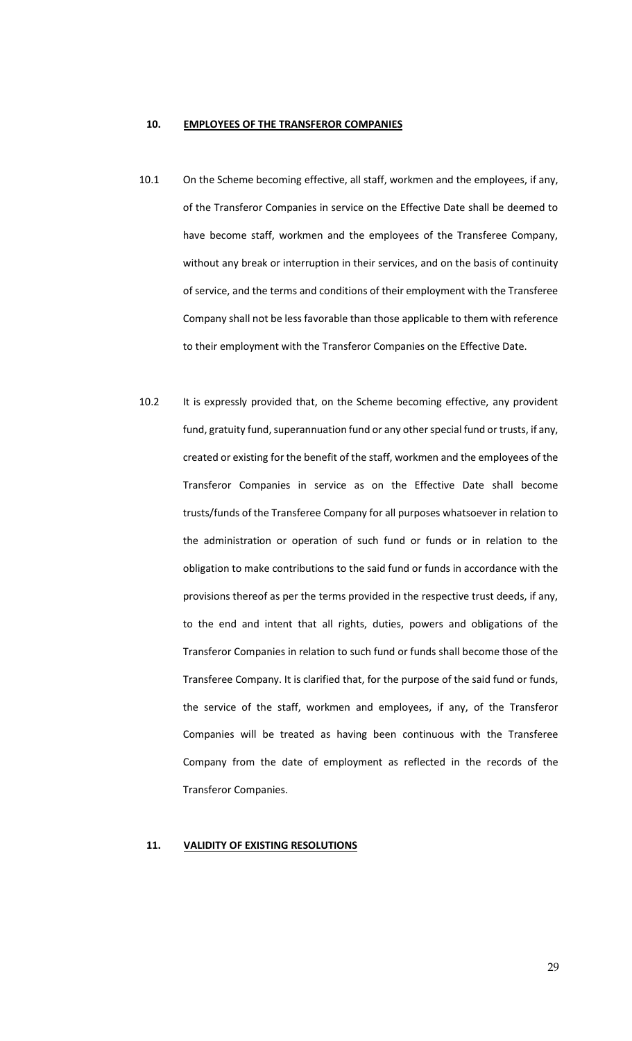## 10. EMPLOYEES OF THE TRANSFEROR COMPANIES

10.1 On the Scheme becoming effective, all staff, workmen and the employees, if any, of the Transferor Companies in service on the Effective Date shall be deemed to have become staff, workmen and the employees of the Transferee Company, without any break or interruption in their services, and on the basis of continuity of service, and the terms and conditions of their employment with the Transferee Company shall not be less favorable than those applicable to them with reference to their employment with the Transferor Companies on the Effective Date.

10.2 It is expressly provided that, on the Scheme becoming effective, any provident fund, gratuity fund, superannuation fund or any other special fund or trusts, if any, created or existing for the benefit of the staff, workmen and the employees of the Transferor Companies in service as on the Effective Date shall become trusts/funds of the Transferee Company for all purposes whatsoever in relation to the administration or operation of such fund or funds or in relation to the obligation to make contributions to the said fund or funds in accordance with the provisions thereof as per the terms provided in the respective trust deeds, if any, to the end and intent that all rights, duties, powers and obligations of the Transferor Companies in relation to such fund or funds shall become those of the Transferee Company. It is clarified that, for the purpose of the said fund or funds, the service of the staff, workmen and employees, if any, of the Transferor Companies will be treated as having been continuous with the Transferee Company from the date of employment as reflected in the records of the Transferor Companies.

## 11. VALIDITY OF EXISTING RESOLUTIONS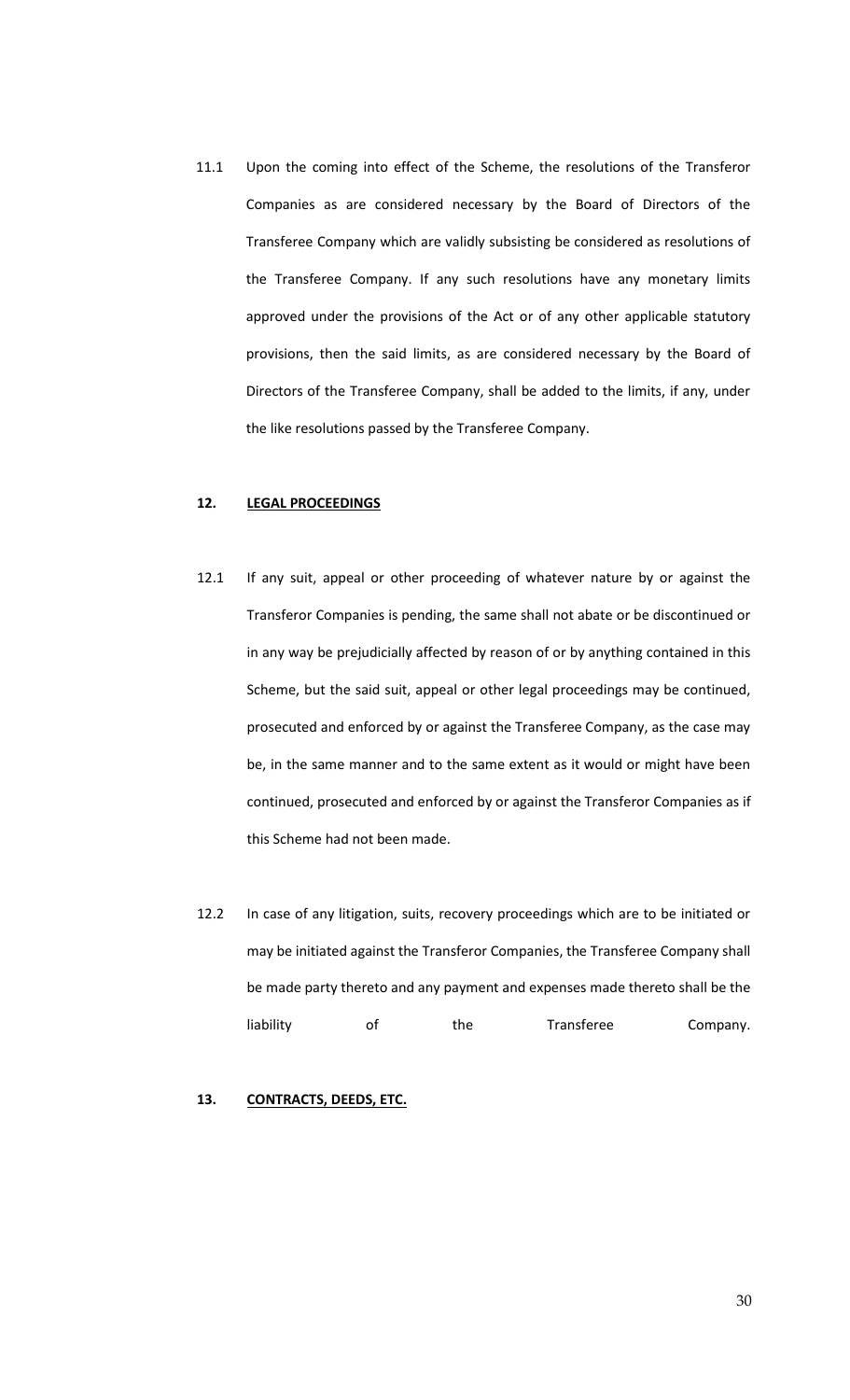11.1 Upon the coming into effect of the Scheme, the resolutions of the Transferor Companies as are considered necessary by the Board of Directors of the Transferee Company which are validly subsisting be considered as resolutions of the Transferee Company. If any such resolutions have any monetary limits approved under the provisions of the Act or of any other applicable statutory provisions, then the said limits, as are considered necessary by the Board of Directors of the Transferee Company, shall be added to the limits, if any, under the like resolutions passed by the Transferee Company.

## 12. LEGAL PROCEEDINGS

12.1 If any suit, appeal or other proceeding of whatever nature by or against the Transferor Companies is pending, the same shall not abate or be discontinued or in any way be prejudicially affected by reason of or by anything contained in this Scheme, but the said suit, appeal or other legal proceedings may be continued, prosecuted and enforced by or against the Transferee Company, as the case may be, in the same manner and to the same extent as it would or might have been continued, prosecuted and enforced by or against the Transferor Companies as if this Scheme had not been made.

12.2 In case of any litigation, suits, recovery proceedings which are to be initiated or may be initiated against the Transferor Companies, the Transferee Company shall be made party thereto and any payment and expenses made thereto shall be the liability of the Transferee Company.

## 13. CONTRACTS, DEEDS, ETC.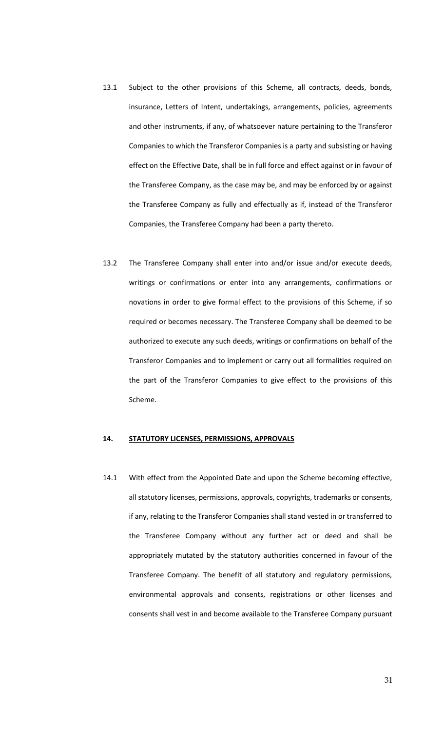13.1 Subject to the other provisions of this Scheme, all contracts, deeds, bonds, insurance, Letters of Intent, undertakings, arrangements, policies, agreements and other instruments, if any, of whatsoever nature pertaining to the Transferor Companies to which the Transferor Companies is a party and subsisting or having effect on the Effective Date, shall be in full force and effect against or in favour of the Transferee Company, as the case may be, and may be enforced by or against the Transferee Company as fully and effectually as if, instead of the Transferor Companies, the Transferee Company had been a party thereto.

13.2 The Transferee Company shall enter into and/or issue and/or execute deeds, writings or confirmations or enter into any arrangements, confirmations or novations in order to give formal effect to the provisions of this Scheme, if so required or becomes necessary. The Transferee Company shall be deemed to be authorized to execute any such deeds, writings or confirmations on behalf of the Transferor Companies and to implement or carry out all formalities required on the part of the Transferor Companies to give effect to the provisions of this Scheme.

**14. <u>STATUTORY LICENSES, PERMISSIONS, APPROVALS</u>**

14.1 With effect from the Appointed Date and upon the Scheme becoming effective, all statutory licenses, permissions, approvals, copyrights, trademarks or consents, if any, relating to the Transferor Companies shall stand vested in or transferred to the Transferee Company without any further act or deed and shall be appropriately mutated by the statutory authorities concerned in favour of the Transferee Company. The benefit of all statutory and regulatory permissions, environmental approvals and consents, registrations or other licenses and consents shall vest in and become available to the Transferee Company pursuant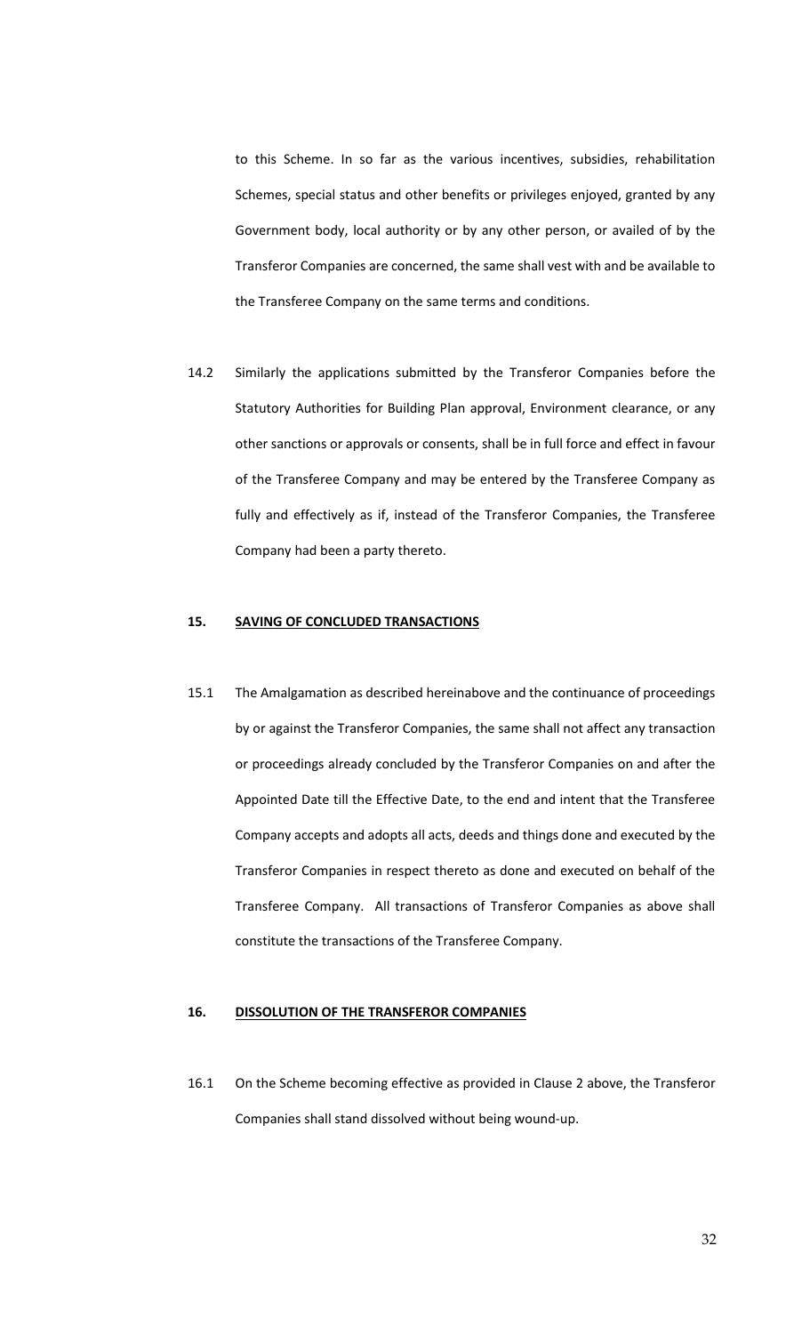to this Scheme. In so far as the various incentives, subsidies, rehabilitation Schemes, special status and other benefits or privileges enjoyed, granted by any Government body, local authority or by any other person, or availed of by the Transferor Companies are concerned, the same shall vest with and be available to the Transferee Company on the same terms and conditions.

14.2 Similarly the applications submitted by the Transferor Companies before the Statutory Authorities for Building Plan approval, Environment clearance, or any other sanctions or approvals or consents, shall be in full force and effect in favour of the Transferee Company and may be entered by the Transferee Company as fully and effectively as if, instead of the Transferor Companies, the Transferee Company had been a party thereto.

**15. <u>SAVING OF CONCLUDED TRANSACTIONS</u>**

15.1 The Amalgamation as described hereinabove and the continuance of proceedings by or against the Transferor Companies, the same shall not affect any transaction or proceedings already concluded by the Transferor Companies on and after the Appointed Date till the Effective Date, to the end and intent that the Transferee Company accepts and adopts all acts, deeds and things done and executed by the Transferor Companies in respect thereto as done and executed on behalf of the Transferee Company. All transactions of Transferor Companies as above shall constitute the transactions of the Transferee Company.

**16. <u>DISSOLUTION OF THE TRANSFEROR COMPANIES</u>**

16.1 On the Scheme becoming effective as provided in Clause 2 above, the Transferor Companies shall stand dissolved without being wound-up.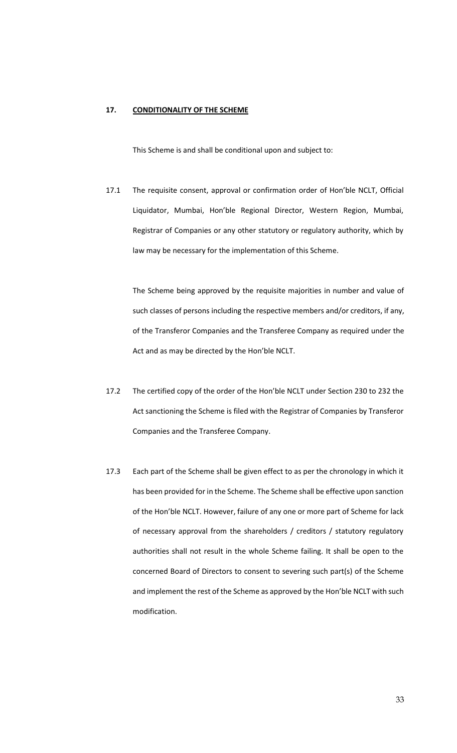## 17. CONDITIONALITY OF THE SCHEME

This Scheme is and shall be conditional upon and subject to:

17.1 The requisite consent, approval or confirmation order of Hon'ble NCLT, Official Liquidator, Mumbai, Hon'ble Regional Director, Western Region, Mumbai, Registrar of Companies or any other statutory or regulatory authority, which by law may be necessary for the implementation of this Scheme.

The Scheme being approved by the requisite majorities in number and value of such classes of persons including the respective members and/or creditors, if any, of the Transferor Companies and the Transferee Company as required under the Act and as may be directed by the Hon'ble NCLT.

17.2 The certified copy of the order of the Hon'ble NCLT under Section 230 to 232 the Act sanctioning the Scheme is filed with the Registrar of Companies by Transferor Companies and the Transferee Company.

17.3 Each part of the Scheme shall be given effect to as per the chronology in which it has been provided for in the Scheme. The Scheme shall be effective upon sanction of the Hon'ble NCLT. However, failure of any one or more part of Scheme for lack of necessary approval from the shareholders / creditors / statutory regulatory authorities shall not result in the whole Scheme failing. It shall be open to the concerned Board of Directors to consent to severing such part(s) of the Scheme and implement the rest of the Scheme as approved by the Hon'ble NCLT with such modification.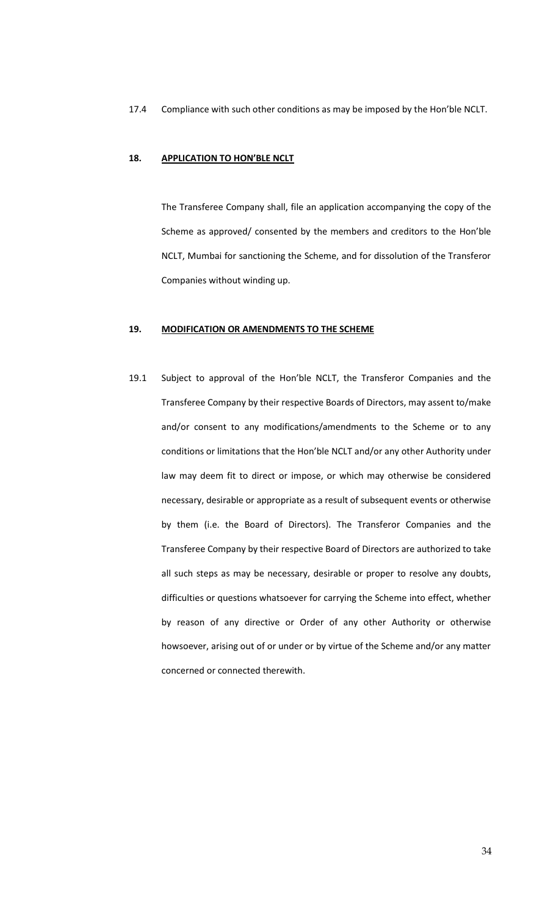17.4 Compliance with such other conditions as may be imposed by the Hon'ble NCLT.

## 18. APPLICATION TO HON'BLE NCLT

The Transferee Company shall, file an application accompanying the copy of the Scheme as approved/ consented by the members and creditors to the Hon'ble NCLT, Mumbai for sanctioning the Scheme, and for dissolution of the Transferor Companies without winding up.

## 19. MODIFICATION OR AMENDMENTS TO THE SCHEME

19.1 Subject to approval of the Hon'ble NCLT, the Transferor Companies and the Transferee Company by their respective Boards of Directors, may assent to/make and/or consent to any modifications/amendments to the Scheme or to any conditions or limitations that the Hon'ble NCLT and/or any other Authority under law may deem fit to direct or impose, or which may otherwise be considered necessary, desirable or appropriate as a result of subsequent events or otherwise by them (i.e. the Board of Directors). The Transferor Companies and the Transferee Company by their respective Board of Directors are authorized to take all such steps as may be necessary, desirable or proper to resolve any doubts, difficulties or questions whatsoever for carrying the Scheme into effect, whether by reason of any directive or Order of any other Authority or otherwise howsoever, arising out of or under or by virtue of the Scheme and/or any matter concerned or connected therewith.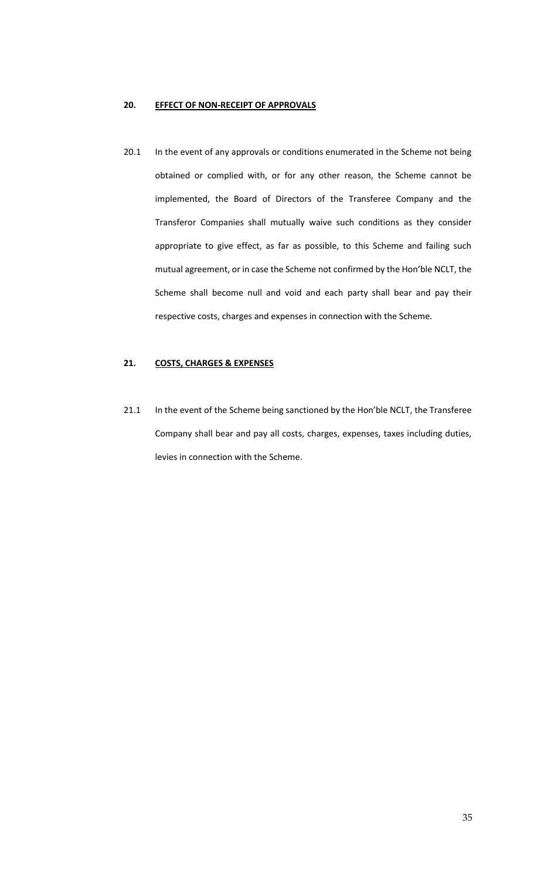## 20. EFFECT OF NON-RECEIPT OF APPROVALS

20.1 In the event of any approvals or conditions enumerated in the Scheme not being obtained or complied with, or for any other reason, the Scheme cannot be implemented, the Board of Directors of the Transferee Company and the Transferor Companies shall mutually waive such conditions as they consider appropriate to give effect, as far as possible, to this Scheme and failing such mutual agreement, or in case the Scheme not confirmed by the Hon'ble NCLT, the Scheme shall become null and void and each party shall bear and pay their respective costs, charges and expenses in connection with the Scheme.

## 21. COSTS, CHARGES & EXPENSES

21.1 In the event of the Scheme being sanctioned by the Hon'ble NCLT, the Transferee Company shall bear and pay all costs, charges, expenses, taxes including duties, levies in connection with the Scheme.